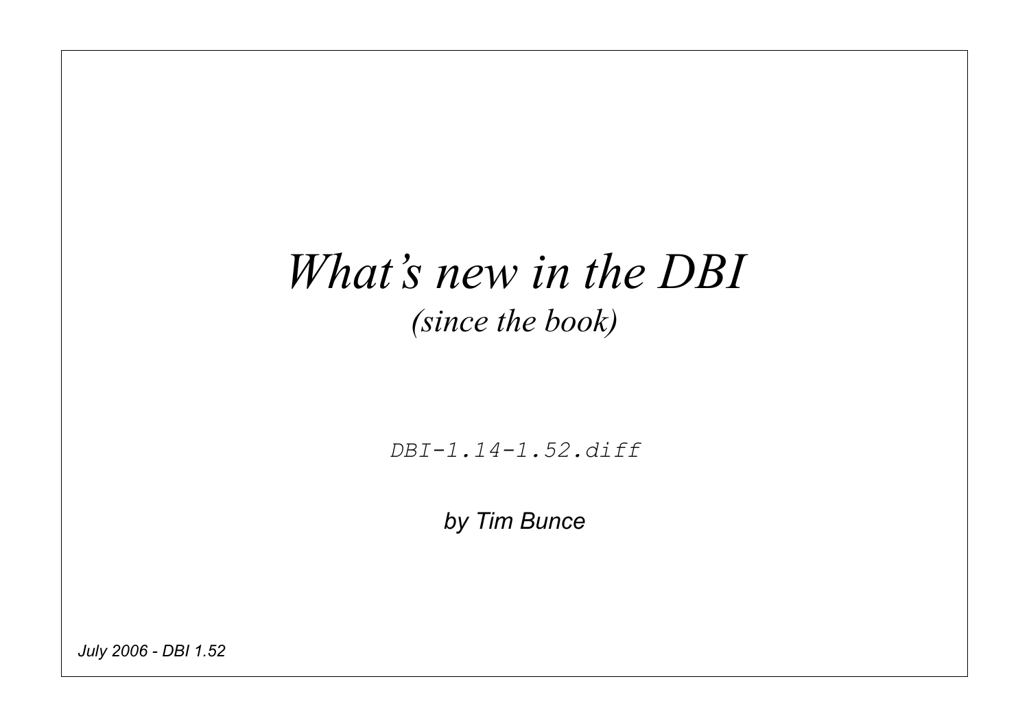# *What's new in the DBI*

*(since the book)*

`DBI-1.14-1.52.diff`

*by Tim Bunce*

*July 2006 - DBI 1.52*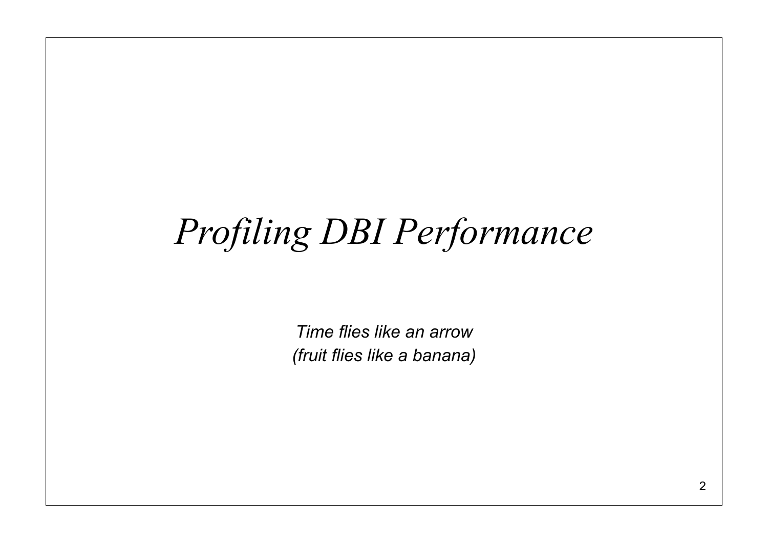# *Profiling DBI Performance*

*Time flies like an arrow*
*(fruit flies like a banana)*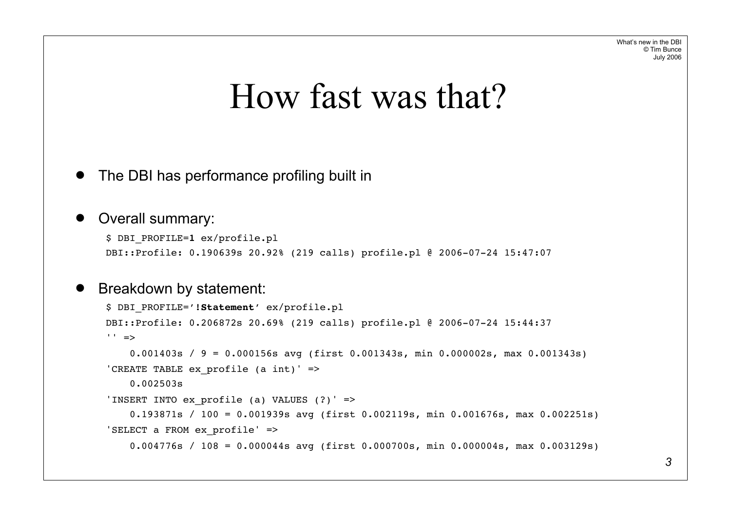# How fast was that?

- The DBI has performance profiling built in

- Overall summary:

```
$ DBI_PROFILE=1 ex/profile.pl
DBI::Profile: 0.190639s 20.92% (219 calls) profile.pl @ 2006-07-24 15:47:07
```

- Breakdown by statement:

```
$ DBI_PROFILE='!Statement' ex/profile.pl
DBI::Profile: 0.206872s 20.69% (219 calls) profile.pl @ 2006-07-24 15:44:37
'' =>
    0.001403s / 9 = 0.000156s avg (first 0.001343s, min 0.000002s, max 0.001343s)
'CREATE TABLE ex_profile (a int)' =>
    0.002503s
'INSERT INTO ex_profile (a) VALUES (?)' =>
    0.193871s / 100 = 0.001939s avg (first 0.002119s, min 0.001676s, max 0.002251s)
'SELECT a FROM ex_profile' =>
    0.004776s / 108 = 0.000044s avg (first 0.000700s, min 0.000004s, max 0.003129s)
```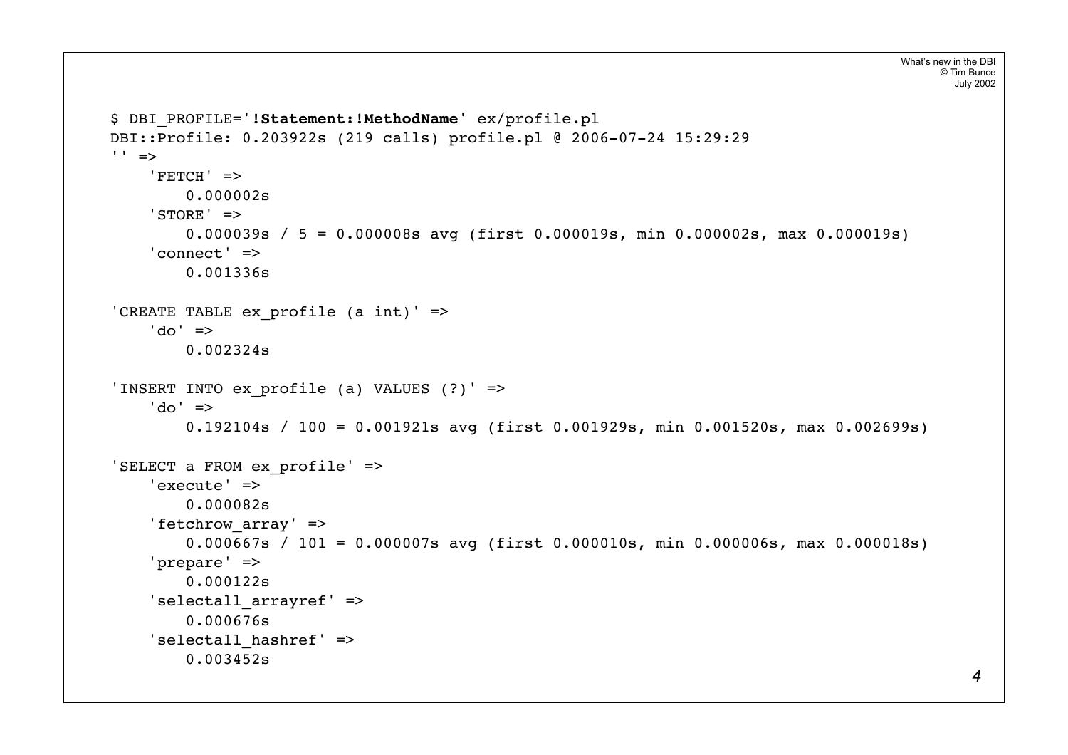```
$ DBI_PROFILE='!Statement:!MethodName' ex/profile.pl
DBI::Profile: 0.203922s (219 calls) profile.pl @ 2006-07-24 15:29:29
'' =>
    'FETCH' =>
        0.000002s
    'STORE' =>
        0.000039s / 5 = 0.000008s avg (first 0.000019s, min 0.000002s, max 0.000019s)
    'connect' =>
        0.001336s

'CREATE TABLE ex_profile (a int)' =>
    'do' =>
        0.002324s

'INSERT INTO ex_profile (a) VALUES (?)' =>
    'do' =>
        0.192104s / 100 = 0.001921s avg (first 0.001929s, min 0.001520s, max 0.002699s)

'SELECT a FROM ex_profile' =>
    'execute' =>
        0.000082s
    'fetchrow_array' =>
        0.000667s / 101 = 0.000007s avg (first 0.000010s, min 0.000006s, max 0.000018s)
    'prepare' =>
        0.000122s
    'selectall_arrayref' =>
        0.000676s
    'selectall_hashref' =>
        0.003452s
```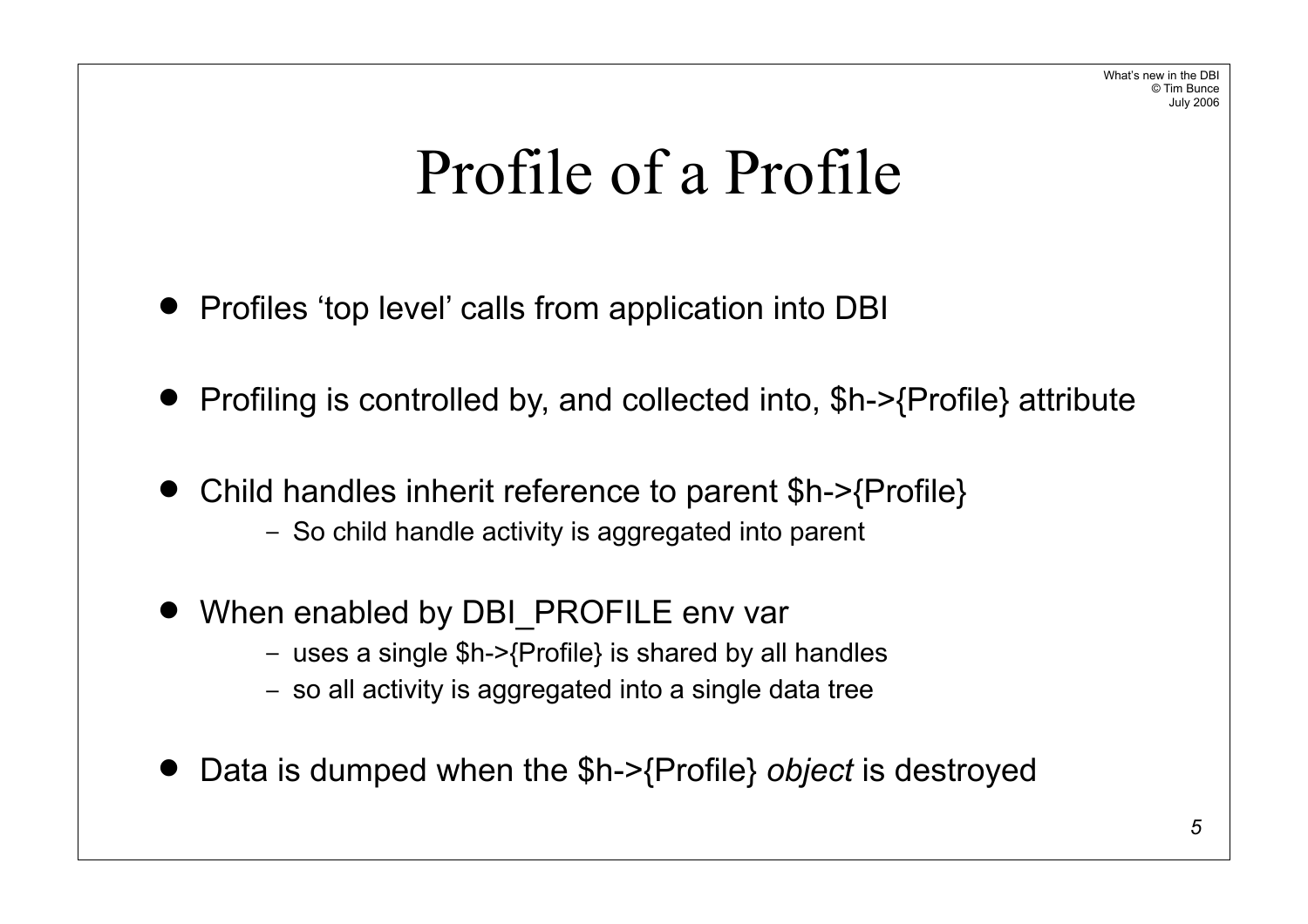# Profile of a Profile

- Profiles 'top level' calls from application into DBI
- Profiling is controlled by, and collected into, $h->{Profile} attribute
- Child handles inherit reference to parent $h->{Profile}
  - So child handle activity is aggregated into parent
- When enabled by DBI_PROFILE env var
  - uses a single $h->{Profile} is shared by all handles
  - so all activity is aggregated into a single data tree
- Data is dumped when the $h->{Profile} *object* is destroyed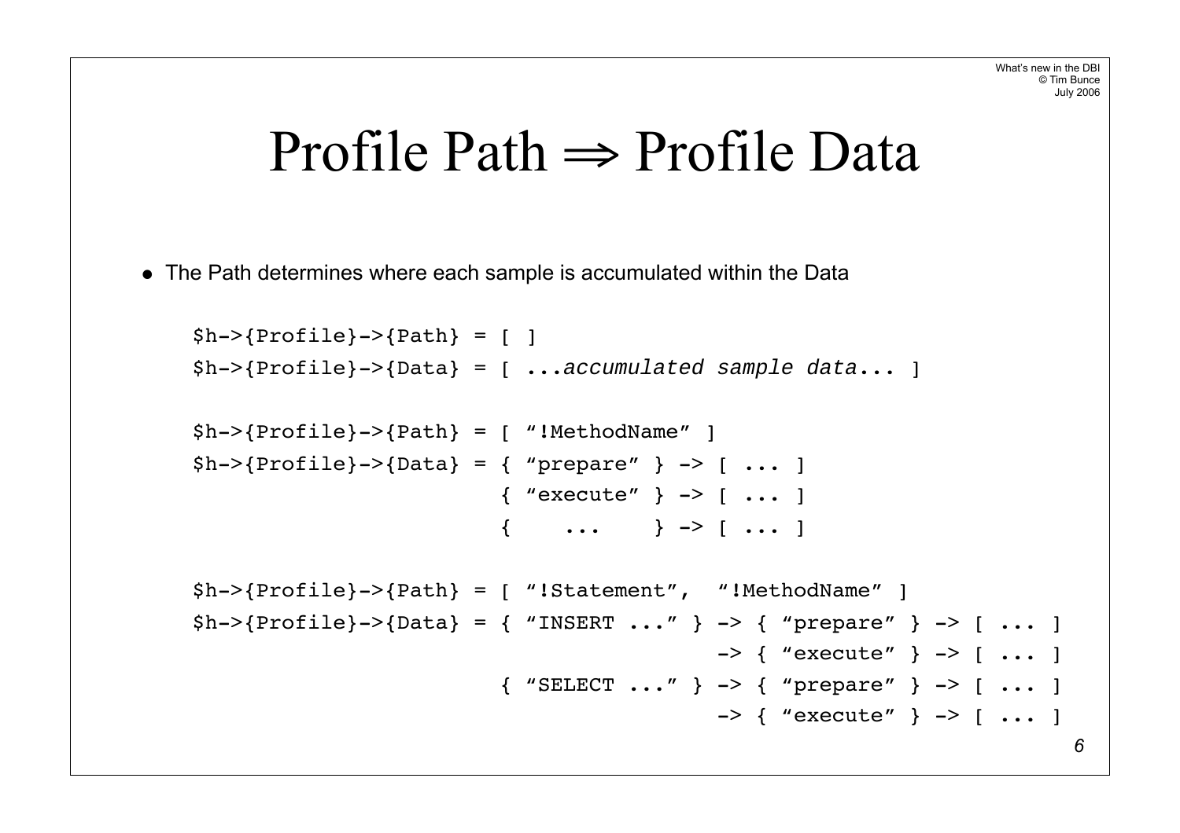# Profile Path ⇒ Profile Data

- The Path determines where each sample is accumulated within the Data

```
$h->{Profile}->{Path} = [ ]
$h->{Profile}->{Data} = [ ...accumulated sample data... ]

$h->{Profile}->{Path} = [ "!MethodName" ]
$h->{Profile}->{Data} = { "prepare" } -> [ ... ]
                        { "execute" } -> [ ... ]
                        {    ...    } -> [ ... ]

$h->{Profile}->{Path} = [ "!Statement",  "!MethodName" ]
$h->{Profile}->{Data} = { "INSERT ..." } -> { "prepare" } -> [ ... ]
                                         -> { "execute" } -> [ ... ]
                        { "SELECT ..." } -> { "prepare" } -> [ ... ]
                                         -> { "execute" } -> [ ... ]
```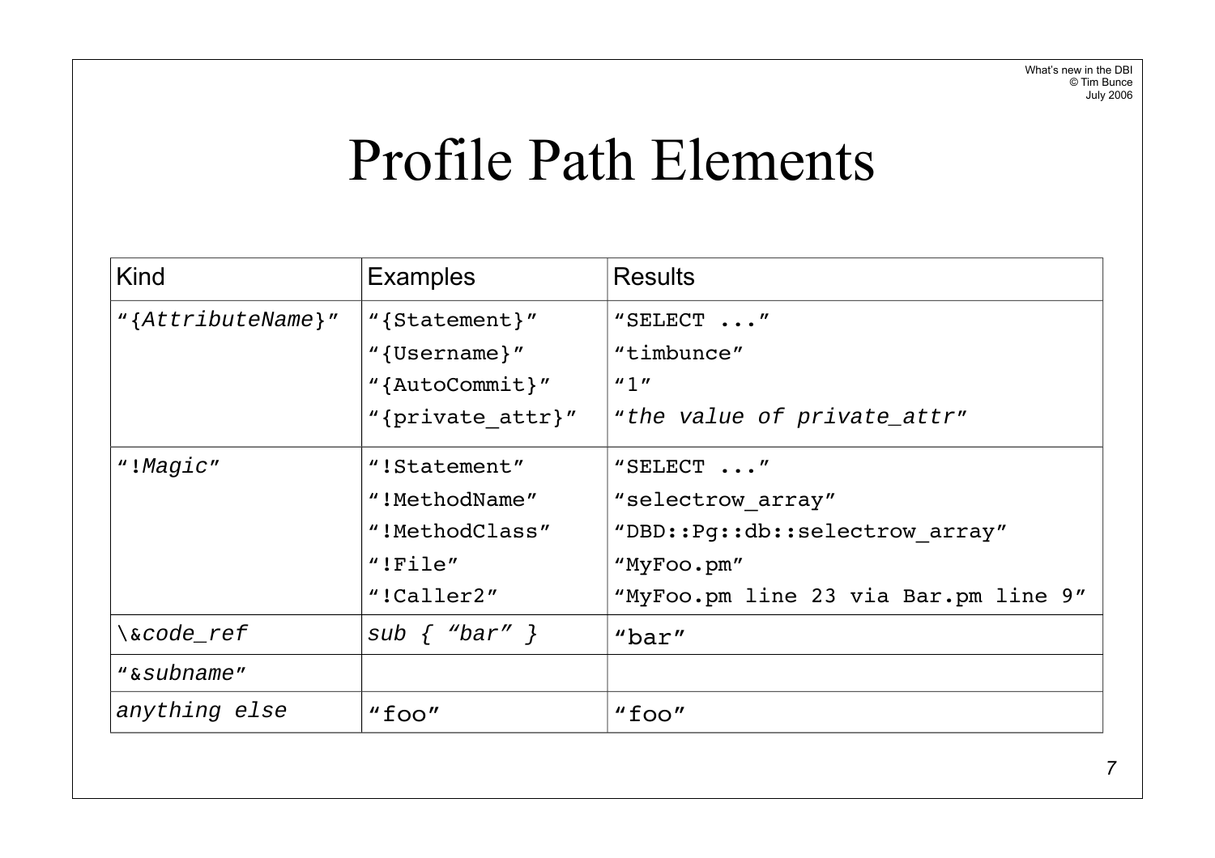# Profile Path Elements

| Kind | Examples | Results |
|---|---|---|
| "*{AttributeName}*" | "{Statement}"<br>"{Username}"<br>"{AutoCommit}"<br>"{private_attr}" | "SELECT ..."<br>"timbunce"<br>"1"<br>"*the value of private_attr*" |
| "!*Magic*" | "!Statement"<br>"!MethodName"<br>"!MethodClass"<br>"!File"<br>"!Caller2" | "SELECT ..."<br>"selectrow_array"<br>"DBD::Pg::db::selectrow_array"<br>"MyFoo.pm"<br>"MyFoo.pm line 23 via Bar.pm line 9" |
| \&*code_ref* | *sub { "bar" }* | "bar" |
| "&*subname*" | | |
| *anything else* | "foo" | "foo" |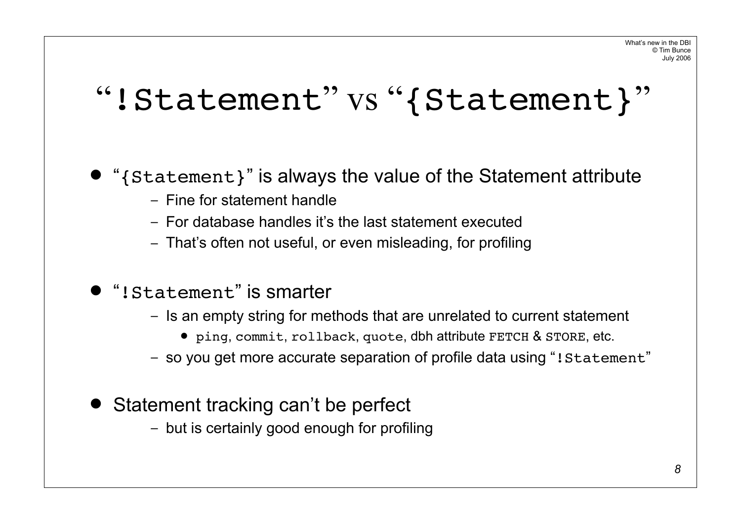# “`!Statement`” vs “`{Statement}`”

- “`{Statement}`” is always the value of the Statement attribute
  - Fine for statement handle
  - For database handles it’s the last statement executed
  - That’s often not useful, or even misleading, for profiling
- “`!Statement`” is smarter
  - Is an empty string for methods that are unrelated to current statement
    - `ping`, `commit`, `rollback`, `quote`, dbh attribute `FETCH` & `STORE`, etc.
  - so you get more accurate separation of profile data using “`!Statement`”
- Statement tracking can’t be perfect
  - but is certainly good enough for profiling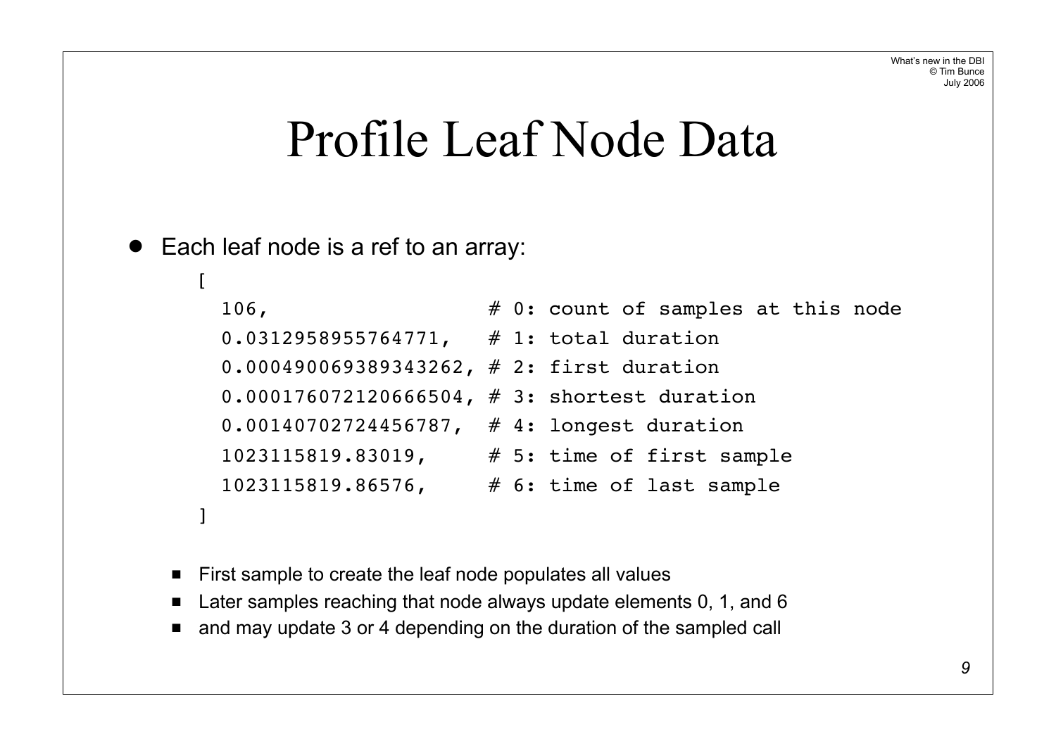# Profile Leaf Node Data

- Each leaf node is a ref to an array:

```
[
  106,                  # 0: count of samples at this node
  0.0312958955764771,   # 1: total duration
  0.000490069389343262, # 2: first duration
  0.000176072120666504, # 3: shortest duration
  0.00140702724456787,  # 4: longest duration
  1023115819.83019,     # 5: time of first sample
  1023115819.86576,     # 6: time of last sample
]
```

  - First sample to create the leaf node populates all values
  - Later samples reaching that node always update elements 0, 1, and 6
  - and may update 3 or 4 depending on the duration of the sampled call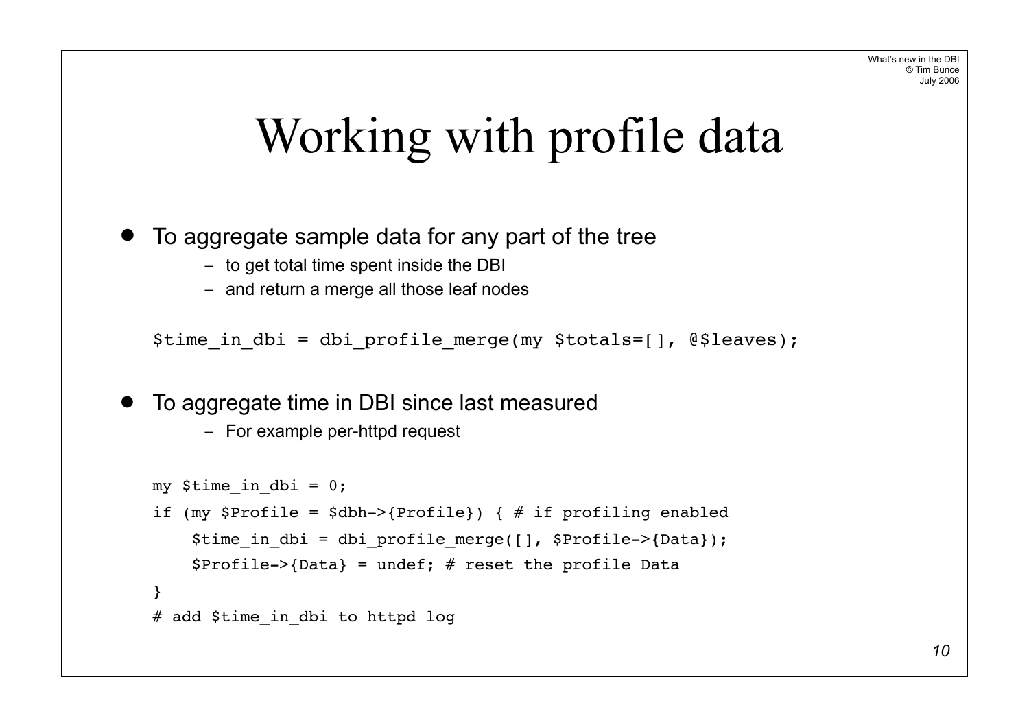# Working with profile data

- To aggregate sample data for any part of the tree
  - to get total time spent inside the DBI
  - and return a merge all those leaf nodes

```
$time_in_dbi = dbi_profile_merge(my $totals=[], @$leaves);
```

- To aggregate time in DBI since last measured
  - For example per-httpd request

```
my $time_in_dbi = 0;
if (my $Profile = $dbh->{Profile}) { # if profiling enabled
    $time_in_dbi = dbi_profile_merge([], $Profile->{Data});
    $Profile->{Data} = undef; # reset the profile Data
}
# add $time_in_dbi to httpd log
```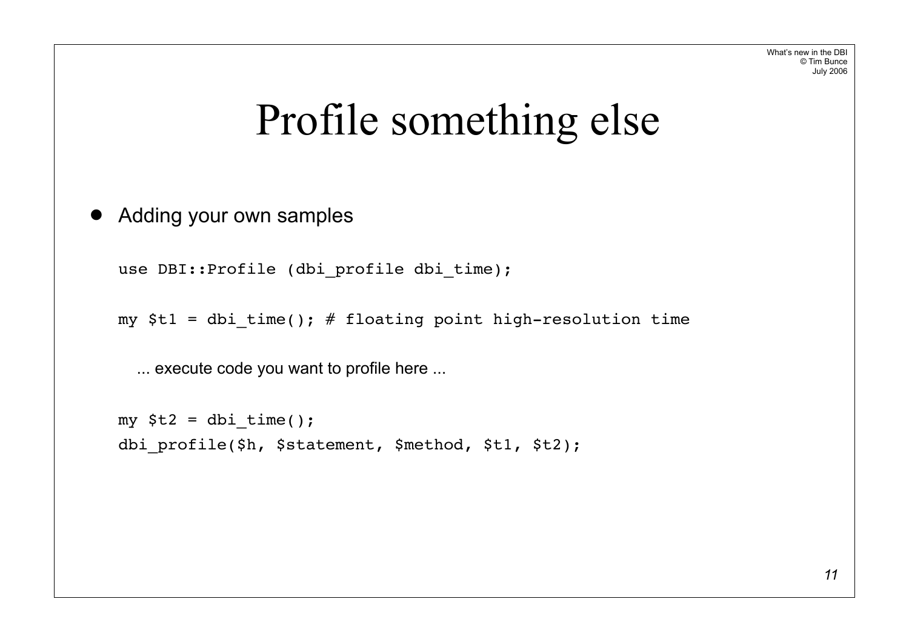# Profile something else

- Adding your own samples

```
use DBI::Profile (dbi_profile dbi_time);

my $t1 = dbi_time(); # floating point high-resolution time
```

... execute code you want to profile here ...

```
my $t2 = dbi_time();
dbi_profile($h, $statement, $method, $t1, $t2);
```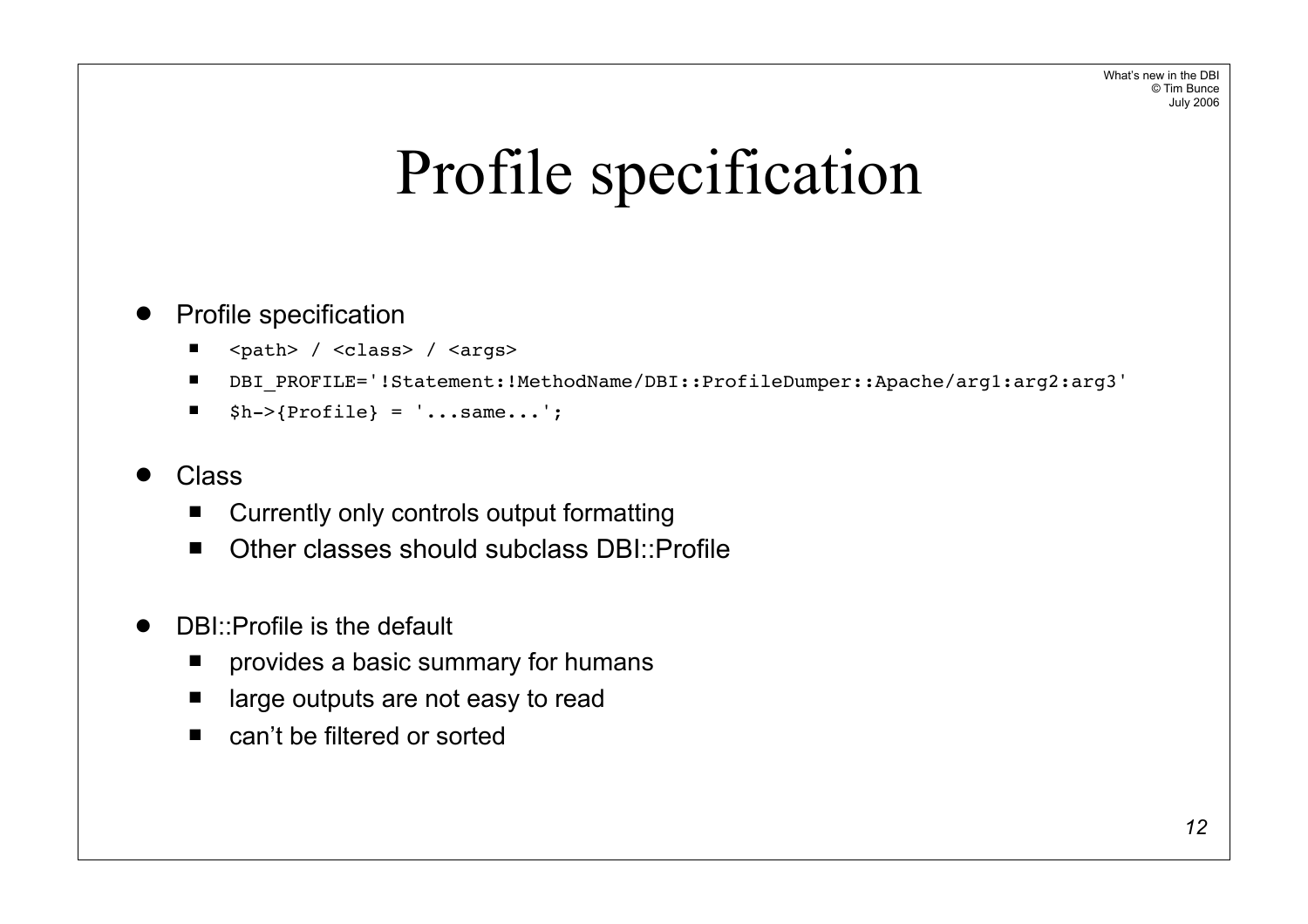# Profile specification

- Profile specification
  - `<path> / <class> / <args>`
  - `DBI_PROFILE='!Statement:!MethodName/DBI::ProfileDumper::Apache/arg1:arg2:arg3'`
  - `$h->{Profile} = '...same...';`
- Class
  - Currently only controls output formatting
  - Other classes should subclass DBI::Profile
- DBI::Profile is the default
  - provides a basic summary for humans
  - large outputs are not easy to read
  - can't be filtered or sorted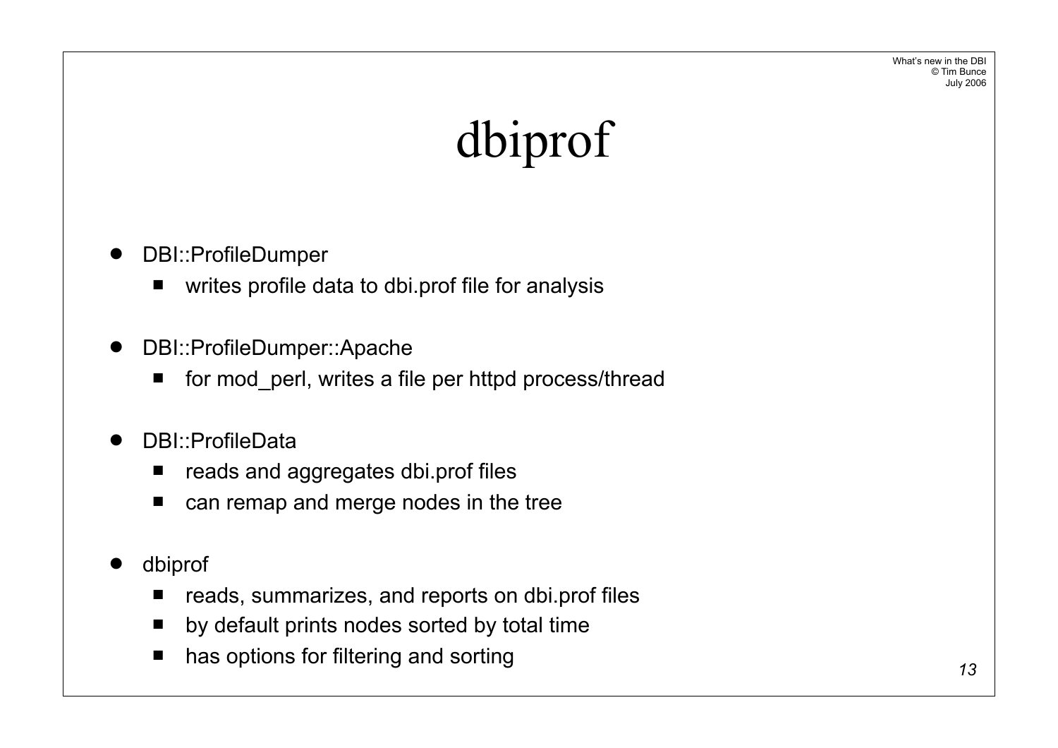# dbiprof

- DBI::ProfileDumper
  - writes profile data to dbi.prof file for analysis
- DBI::ProfileDumper::Apache
  - for mod_perl, writes a file per httpd process/thread
- DBI::ProfileData
  - reads and aggregates dbi.prof files
  - can remap and merge nodes in the tree
- dbiprof
  - reads, summarizes, and reports on dbi.prof files
  - by default prints nodes sorted by total time
  - has options for filtering and sorting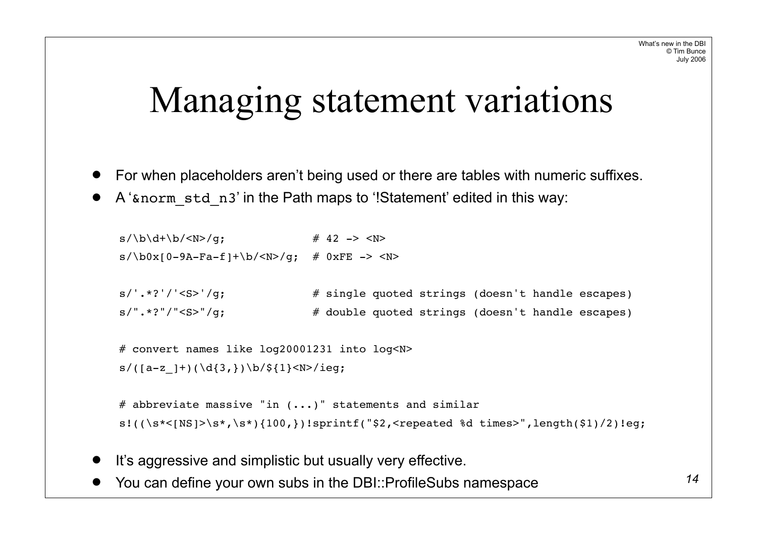# Managing statement variations

- For when placeholders aren't being used or there are tables with numeric suffixes.
- A '`&norm_std_n3`' in the Path maps to '!Statement' edited in this way:

```
s/\b\d+\b/<N>/g;             # 42 -> <N>
s/\b0x[0-9A-Fa-f]+\b/<N>/g;  # 0xFE -> <N>

s/'.*?'/'<S>'/g;             # single quoted strings (doesn't handle escapes)
s/".*?"/"<S>"/g;             # double quoted strings (doesn't handle escapes)

# convert names like log20001231 into log<N>
s/([a-z_]+)(\d{3,})\b/${1}<N>/ieg;

# abbreviate massive "in (...)" statements and similar
s!((\s*<[NS]>\s*,\s*){100,})!sprintf("$2,<repeated %d times>",length($1)/2)!eg;
```

- It's aggressive and simplistic but usually very effective.
- You can define your own subs in the DBI::ProfileSubs namespace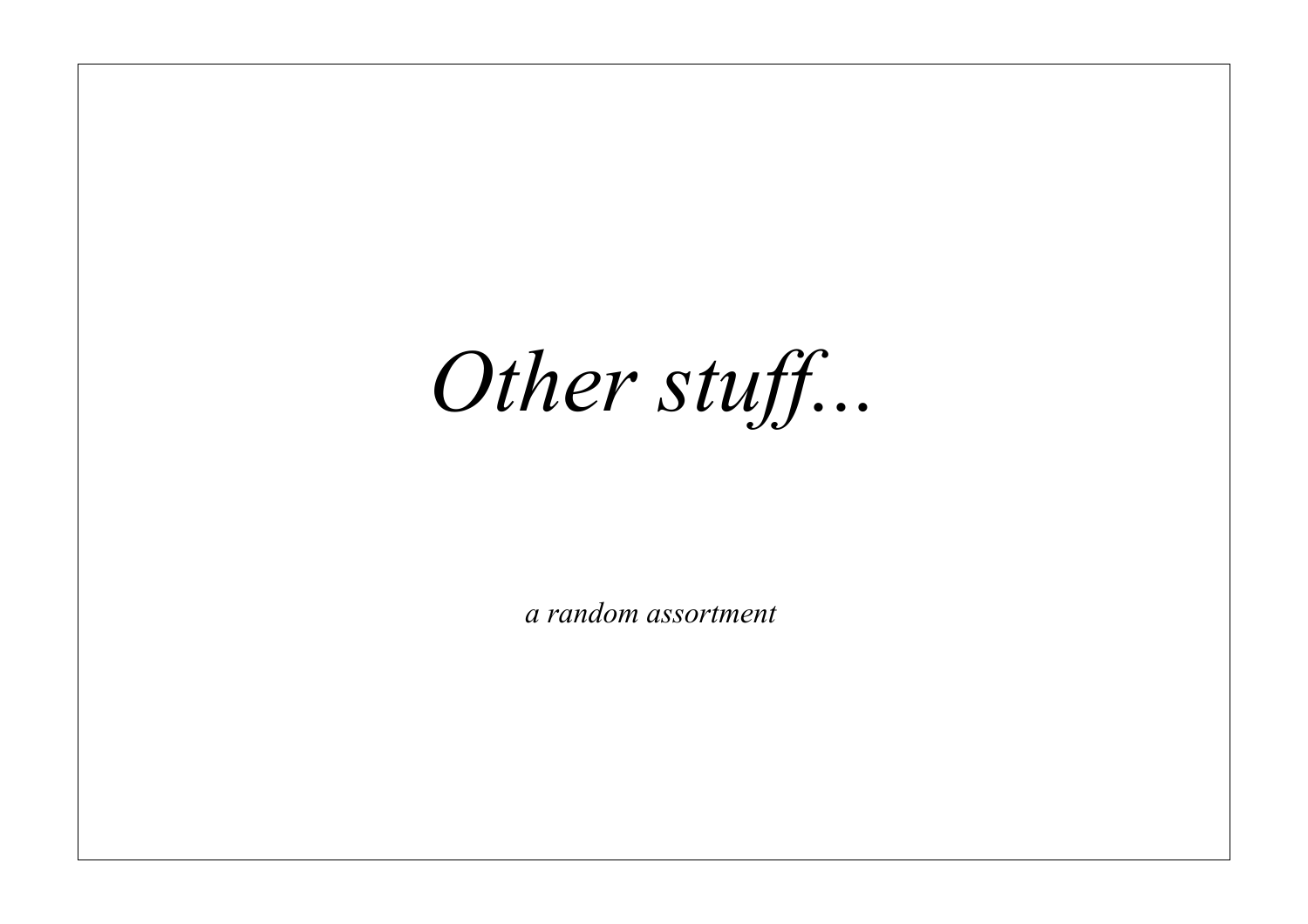# *Other stuff...*

*a random assortment*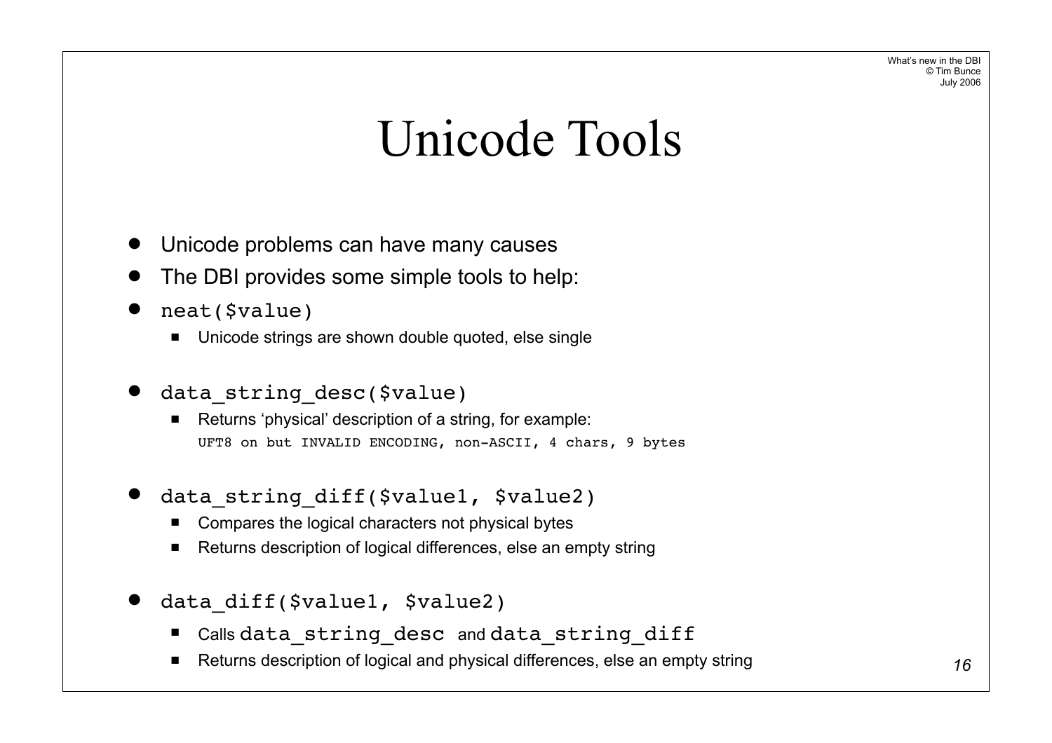# Unicode Tools

- Unicode problems can have many causes
- The DBI provides some simple tools to help:
- `neat($value)`
  - Unicode strings are shown double quoted, else single
- `data_string_desc($value)`
  - Returns 'physical' description of a string, for example:
    `UFT8 on but INVALID ENCODING, non-ASCII, 4 chars, 9 bytes`
- `data_string_diff($value1, $value2)`
  - Compares the logical characters not physical bytes
  - Returns description of logical differences, else an empty string
- `data_diff($value1, $value2)`
  - Calls `data_string_desc` and `data_string_diff`
  - Returns description of logical and physical differences, else an empty string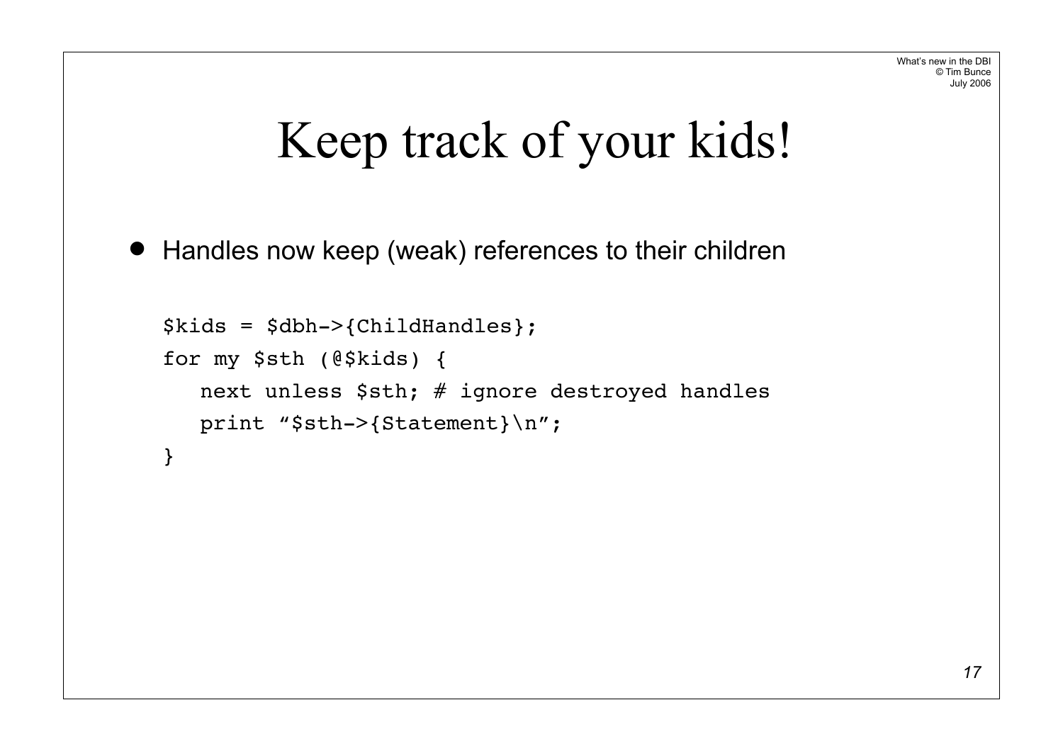# Keep track of your kids!

- Handles now keep (weak) references to their children

```
$kids = $dbh->{ChildHandles};
for my $sth (@$kids) {
   next unless $sth; # ignore destroyed handles
   print “$sth->{Statement}\n”;
}
```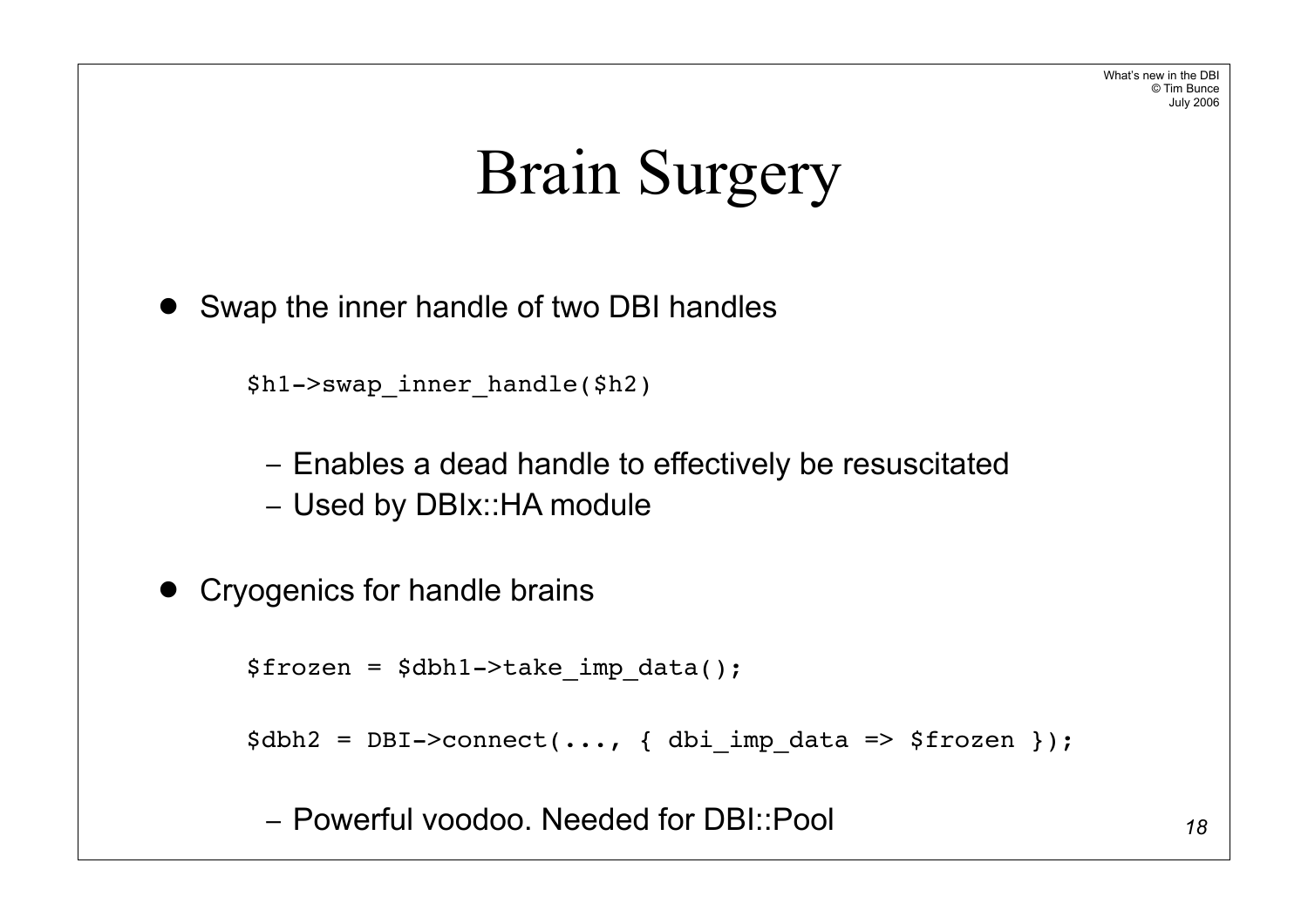# Brain Surgery

- Swap the inner handle of two DBI handles

```
$h1->swap_inner_handle($h2)
```

  - Enables a dead handle to effectively be resuscitated
  - Used by DBIx::HA module

- Cryogenics for handle brains

```
$frozen = $dbh1->take_imp_data();

$dbh2 = DBI->connect(..., { dbi_imp_data => $frozen });
```

  - Powerful voodoo. Needed for DBI::Pool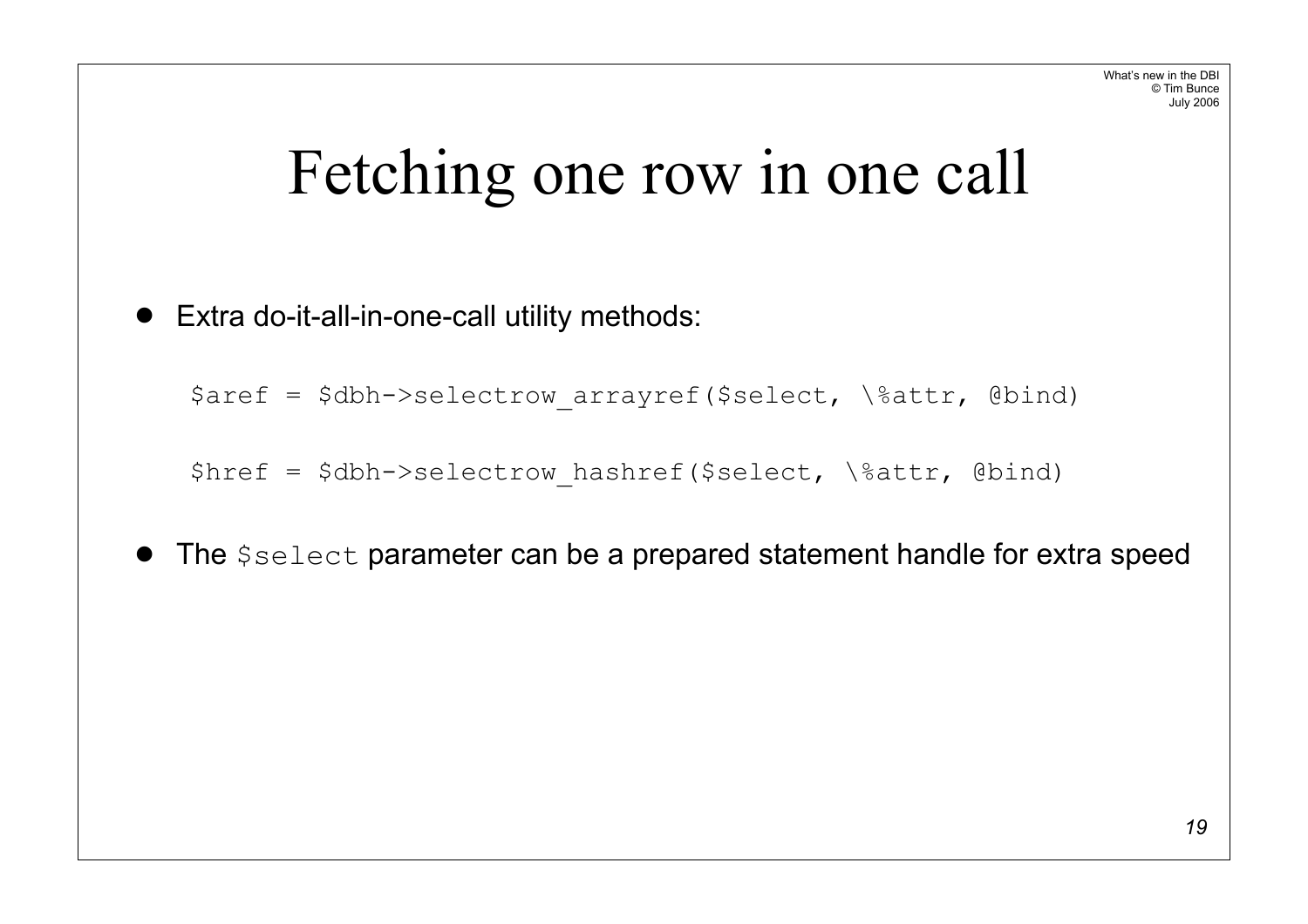# Fetching one row in one call

- Extra do-it-all-in-one-call utility methods:

```
$aref = $dbh->selectrow_arrayref($select, \%attr, @bind)

$href = $dbh->selectrow_hashref($select, \%attr, @bind)
```

- The `$select` parameter can be a prepared statement handle for extra speed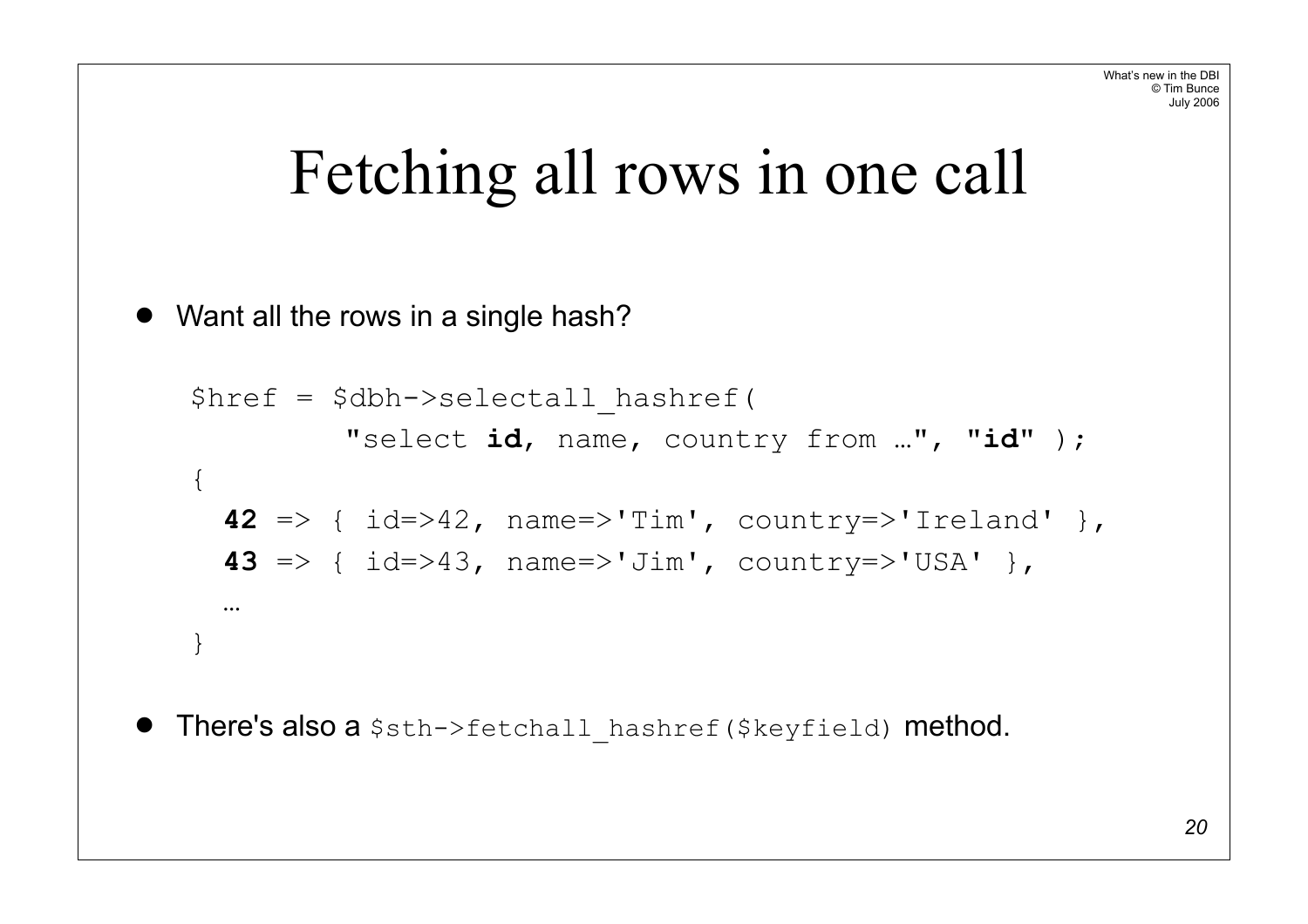# Fetching all rows in one call

- Want all the rows in a single hash?

```
$href = $dbh->selectall_hashref(
        "select id, name, country from …", "id" );
{
  42 => { id=>42, name=>'Tim', country=>'Ireland' },
  43 => { id=>43, name=>'Jim', country=>'USA' },
  …
}
```

- There's also a `$sth->fetchall_hashref($keyfield)` method.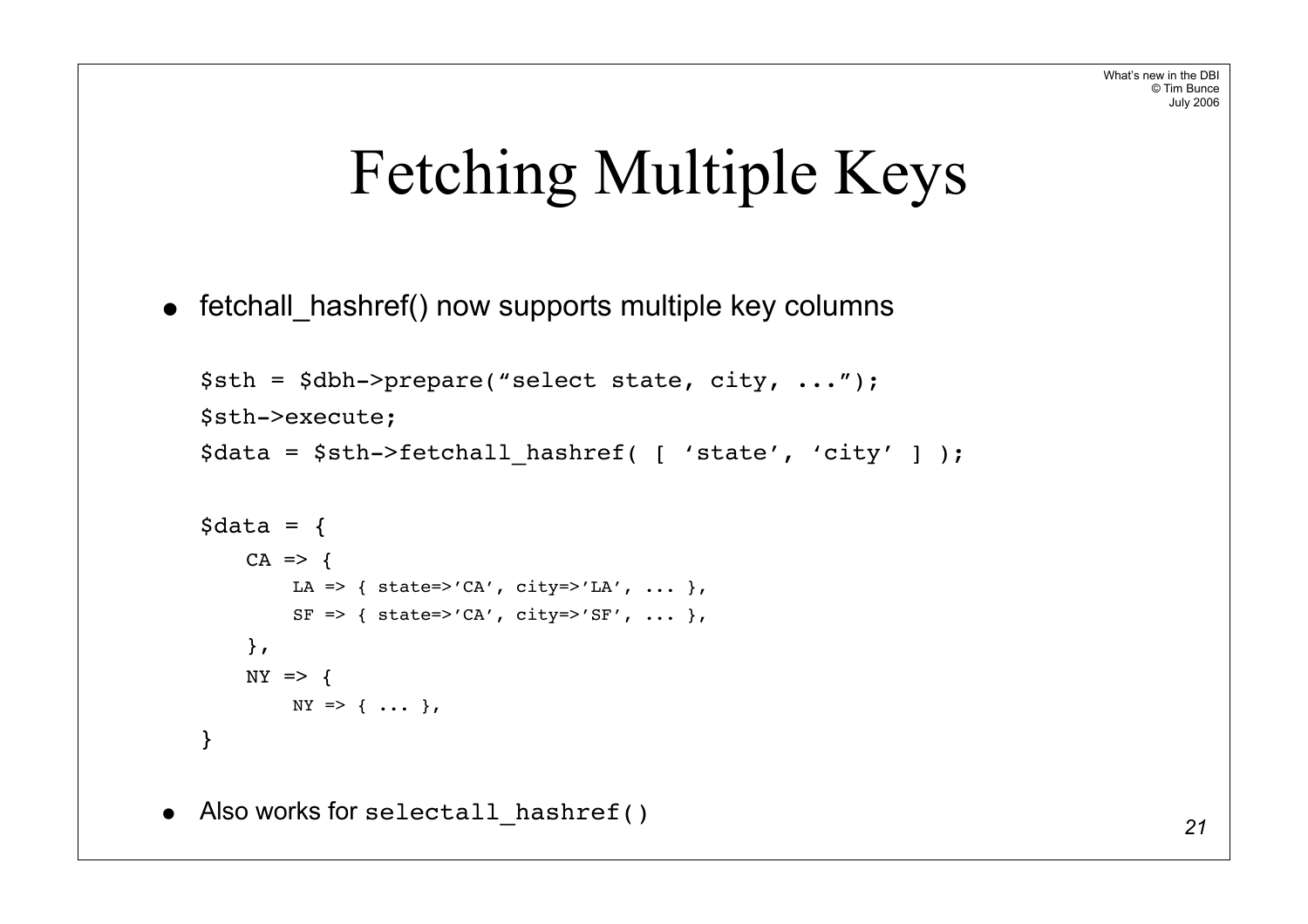# Fetching Multiple Keys

- fetchall_hashref() now supports multiple key columns

```
$sth = $dbh->prepare("select state, city, ...");
$sth->execute;
$data = $sth->fetchall_hashref( [ 'state', 'city' ] );

$data = {
    CA => {
        LA => { state=>'CA', city=>'LA', ... },
        SF => { state=>'CA', city=>'SF', ... },
    },
    NY => {
        NY => { ... },
}
```

- Also works for `selectall_hashref()`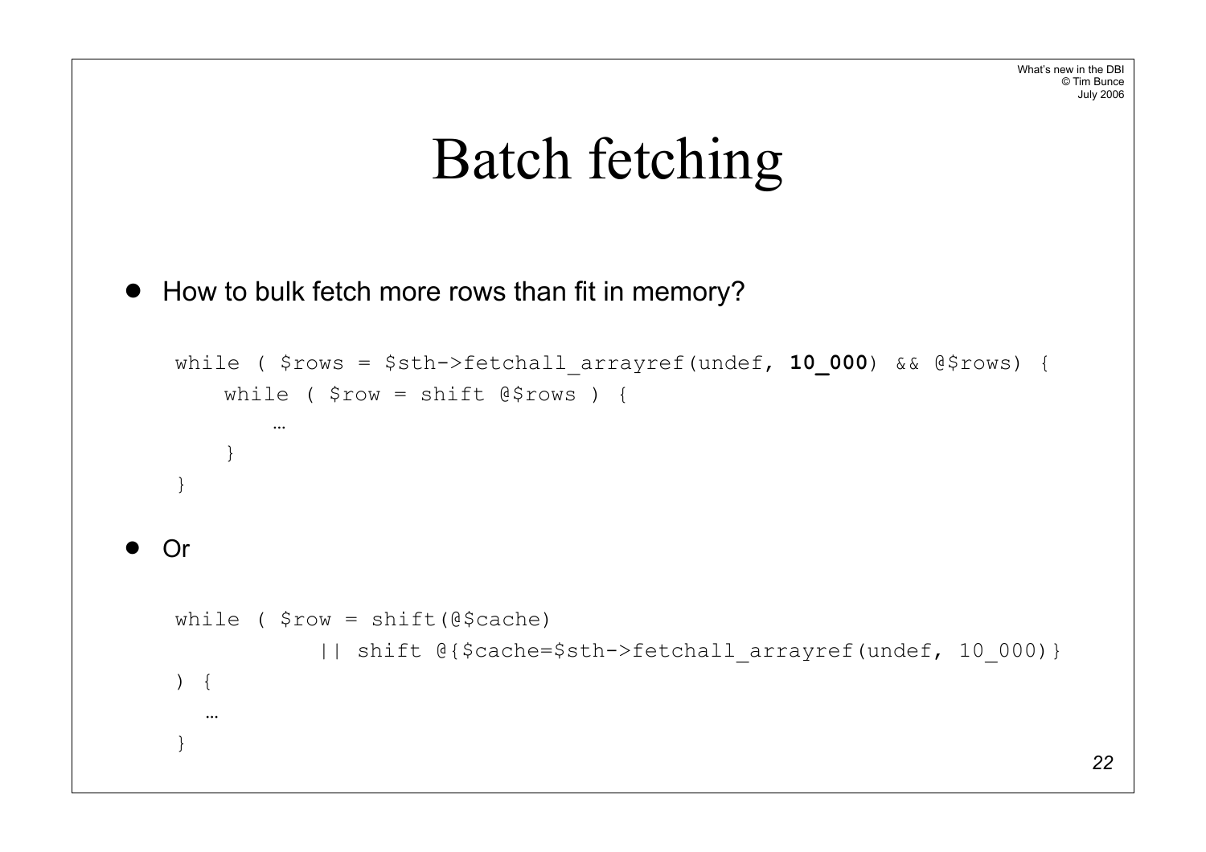# Batch fetching

- How to bulk fetch more rows than fit in memory?

```
while ( $rows = $sth->fetchall_arrayref(undef, 10_000) && @$rows) {
    while ( $row = shift @$rows ) {
        …
    }
}
```

- Or

```
while ( $row = shift(@$cache)
         || shift @{$cache=$sth->fetchall_arrayref(undef, 10_000)}
) {
   …
}
```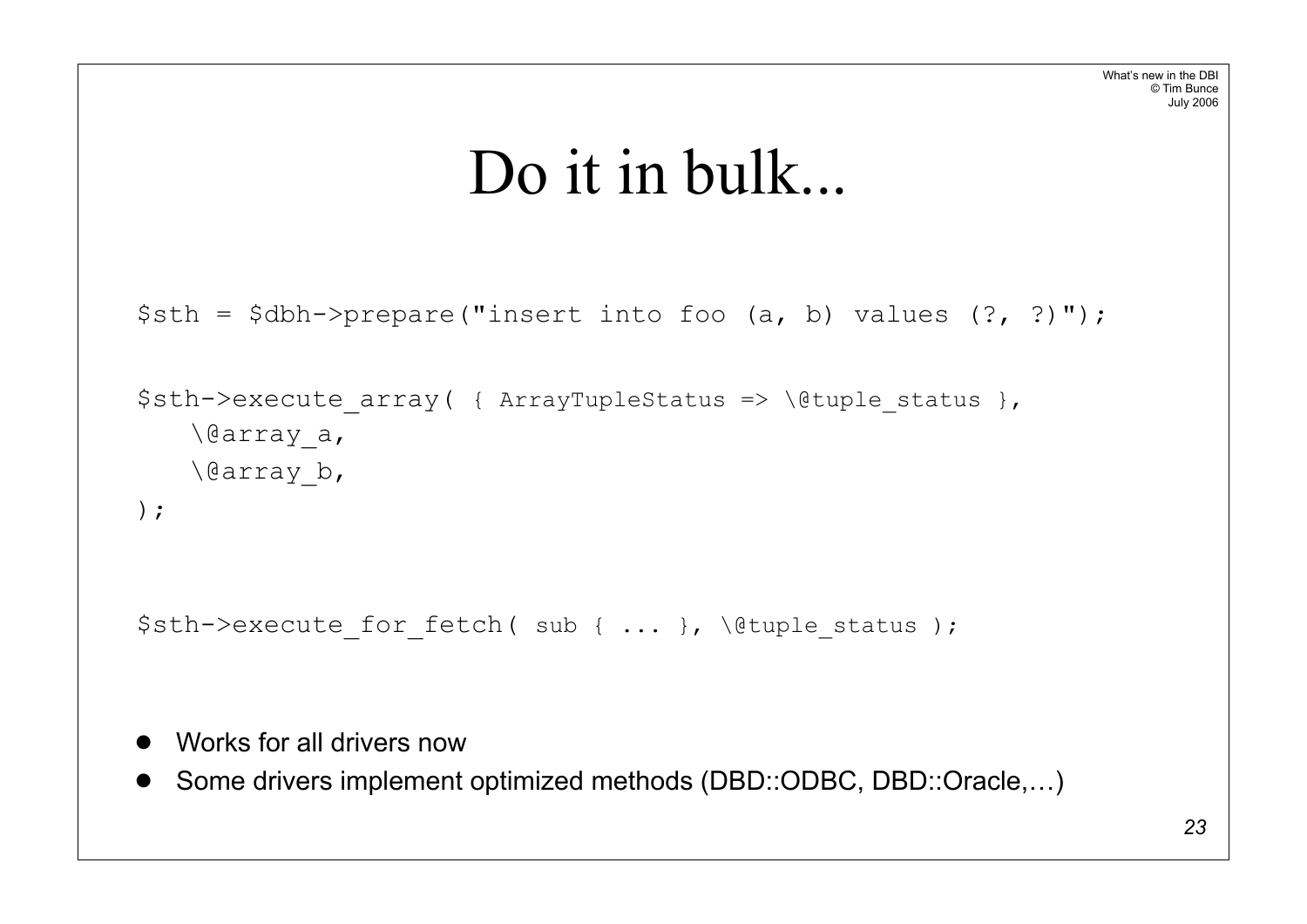# Do it in bulk...

```
$sth = $dbh->prepare("insert into foo (a, b) values (?, ?)");

$sth->execute_array( { ArrayTupleStatus => \@tuple_status },
   \@array_a,
   \@array_b,
);

$sth->execute_for_fetch( sub { ... }, \@tuple_status );
```

- Works for all drivers now
- Some drivers implement optimized methods (DBD::ODBC, DBD::Oracle,…)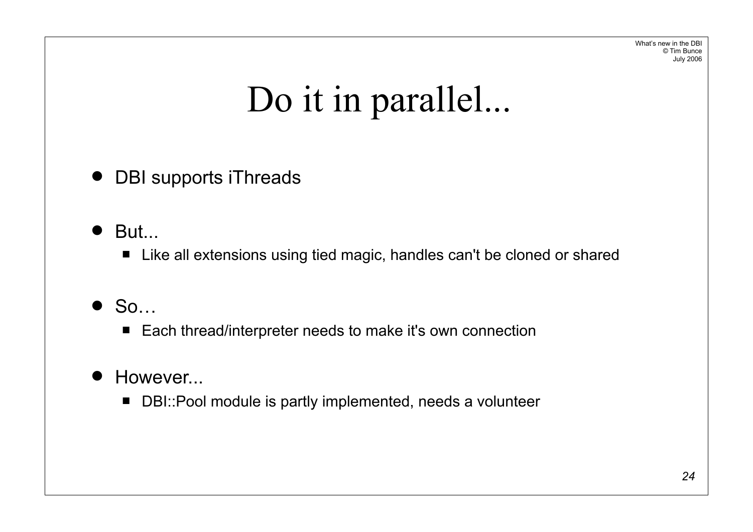# Do it in parallel...

- DBI supports iThreads
- But...
  - Like all extensions using tied magic, handles can't be cloned or shared
- So…
  - Each thread/interpreter needs to make it's own connection
- However...
  - DBI::Pool module is partly implemented, needs a volunteer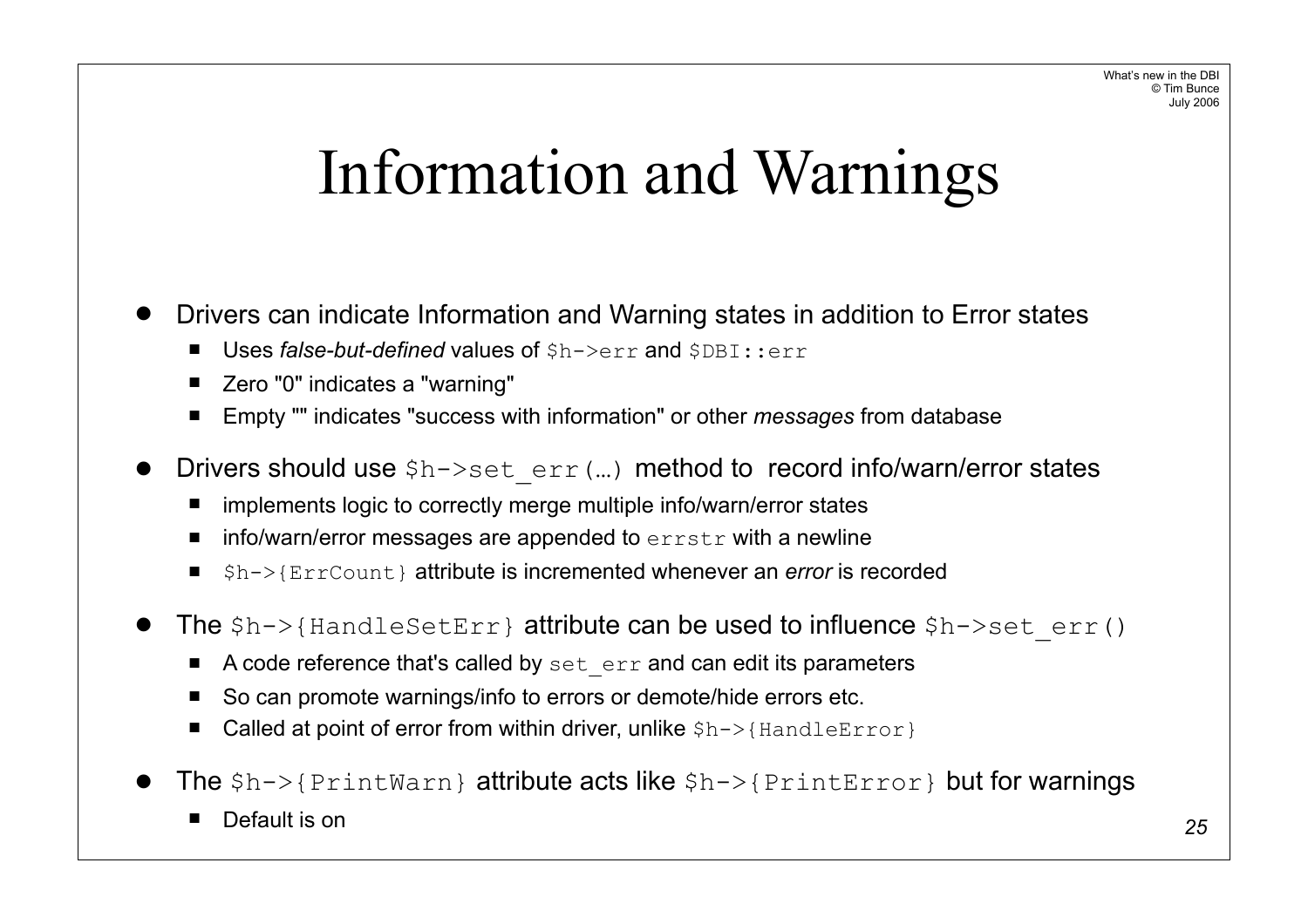# Information and Warnings

- Drivers can indicate Information and Warning states in addition to Error states
  - Uses *false-but-defined* values of `$h->err` and `$DBI::err`
  - Zero "0" indicates a "warning"
  - Empty "" indicates "success with information" or other *messages* from database
- Drivers should use `$h->set_err(…)` method to record info/warn/error states
  - implements logic to correctly merge multiple info/warn/error states
  - info/warn/error messages are appended to `errstr` with a newline
  - `$h->{ErrCount}` attribute is incremented whenever an *error* is recorded
- The `$h->{HandleSetErr}` attribute can be used to influence `$h->set_err()`
  - A code reference that's called by `set_err` and can edit its parameters
  - So can promote warnings/info to errors or demote/hide errors etc.
  - Called at point of error from within driver, unlike `$h->{HandleError}`
- The `$h->{PrintWarn}` attribute acts like `$h->{PrintError}` but for warnings
  - Default is on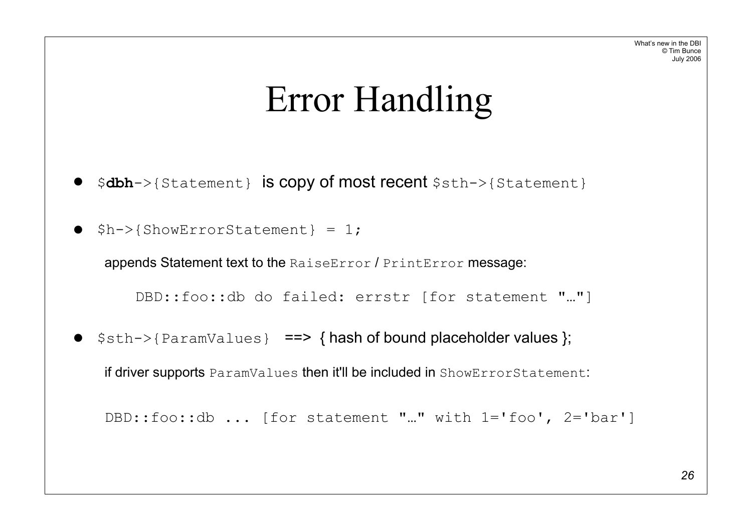# Error Handling

- `$dbh->{Statement}` is copy of most recent `$sth->{Statement}`
- `$h->{ShowErrorStatement} = 1;`

  appends Statement text to the `RaiseError` / `PrintError` message:

  ```
  DBD::foo::db do failed: errstr [for statement "…"]
  ```

- `$sth->{ParamValues}` ==> { hash of bound placeholder values };

  if driver supports `ParamValues` then it'll be included in `ShowErrorStatement`:

  ```
  DBD::foo::db ... [for statement "…" with 1='foo', 2='bar']
  ```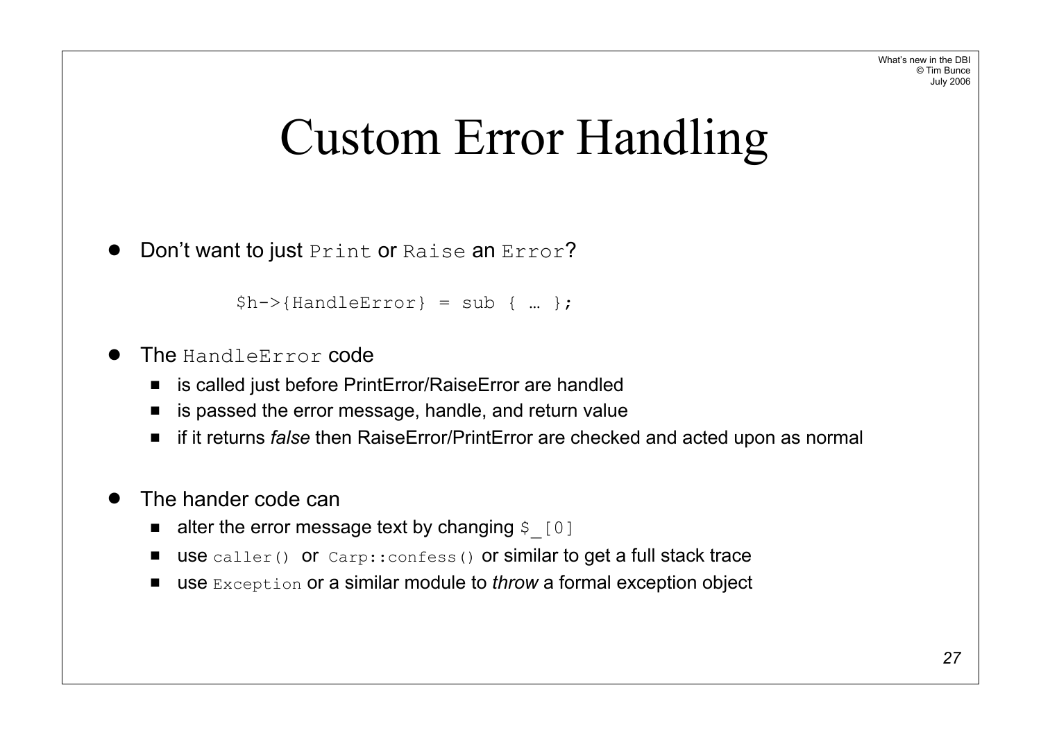# Custom Error Handling

- Don't want to just `Print` or `Raise` an `Error`?

```
$h->{HandleError} = sub { … };
```

- The `HandleError` code
  - is called just before PrintError/RaiseError are handled
  - is passed the error message, handle, and return value
  - if it returns *false* then RaiseError/PrintError are checked and acted upon as normal

- The hander code can
  - alter the error message text by changing `$_[0]`
  - use `caller()` or `Carp::confess()` or similar to get a full stack trace
  - use `Exception` or a similar module to *throw* a formal exception object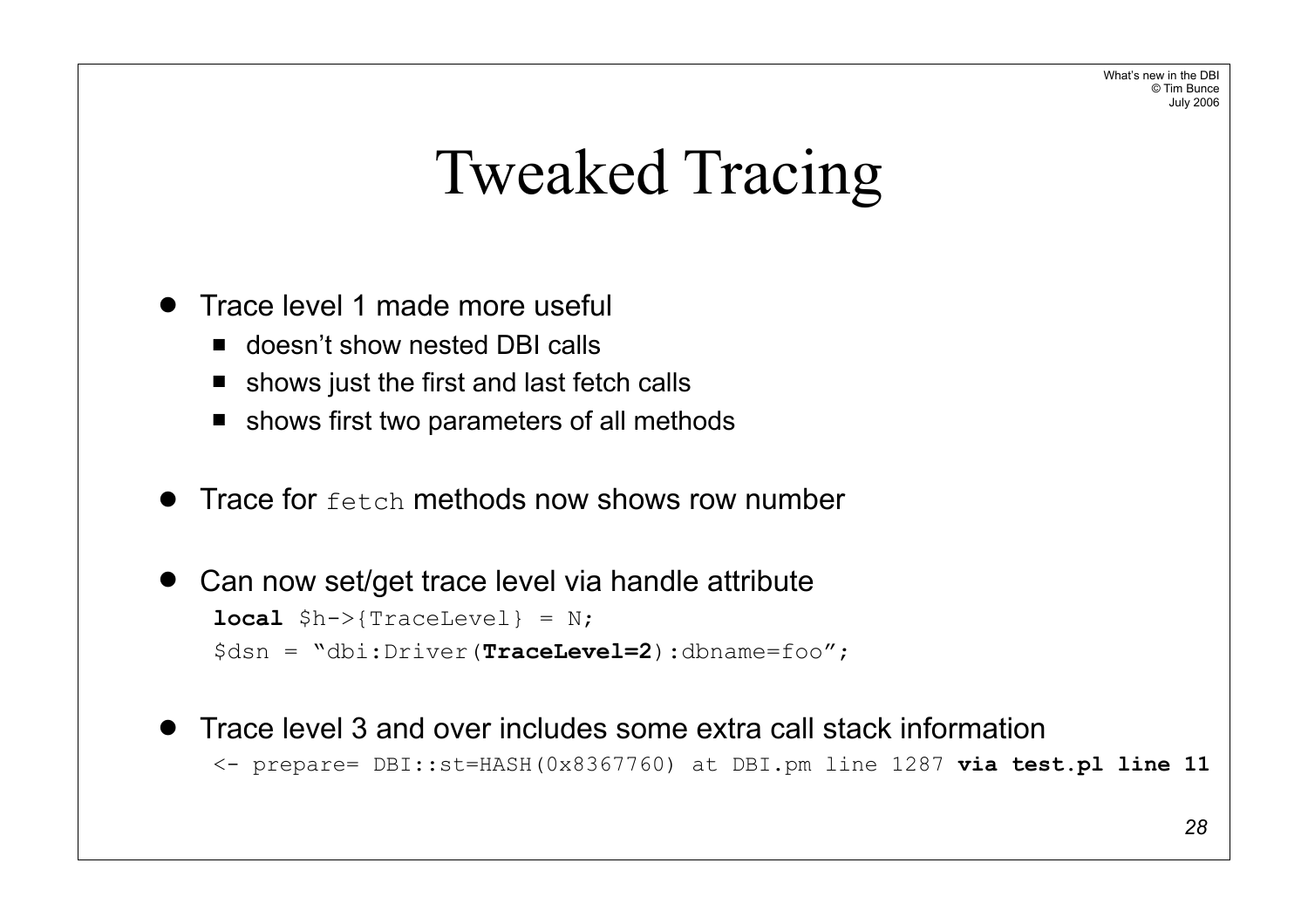# Tweaked Tracing

- Trace level 1 made more useful
  - doesn't show nested DBI calls
  - shows just the first and last fetch calls
  - shows first two parameters of all methods
- Trace for `fetch` methods now shows row number
- Can now set/get trace level via handle attribute

```
local $h->{TraceLevel} = N;
$dsn = "dbi:Driver(TraceLevel=2):dbname=foo";
```

- Trace level 3 and over includes some extra call stack information

```
<- prepare= DBI::st=HASH(0x8367760) at DBI.pm line 1287 via test.pl line 11
```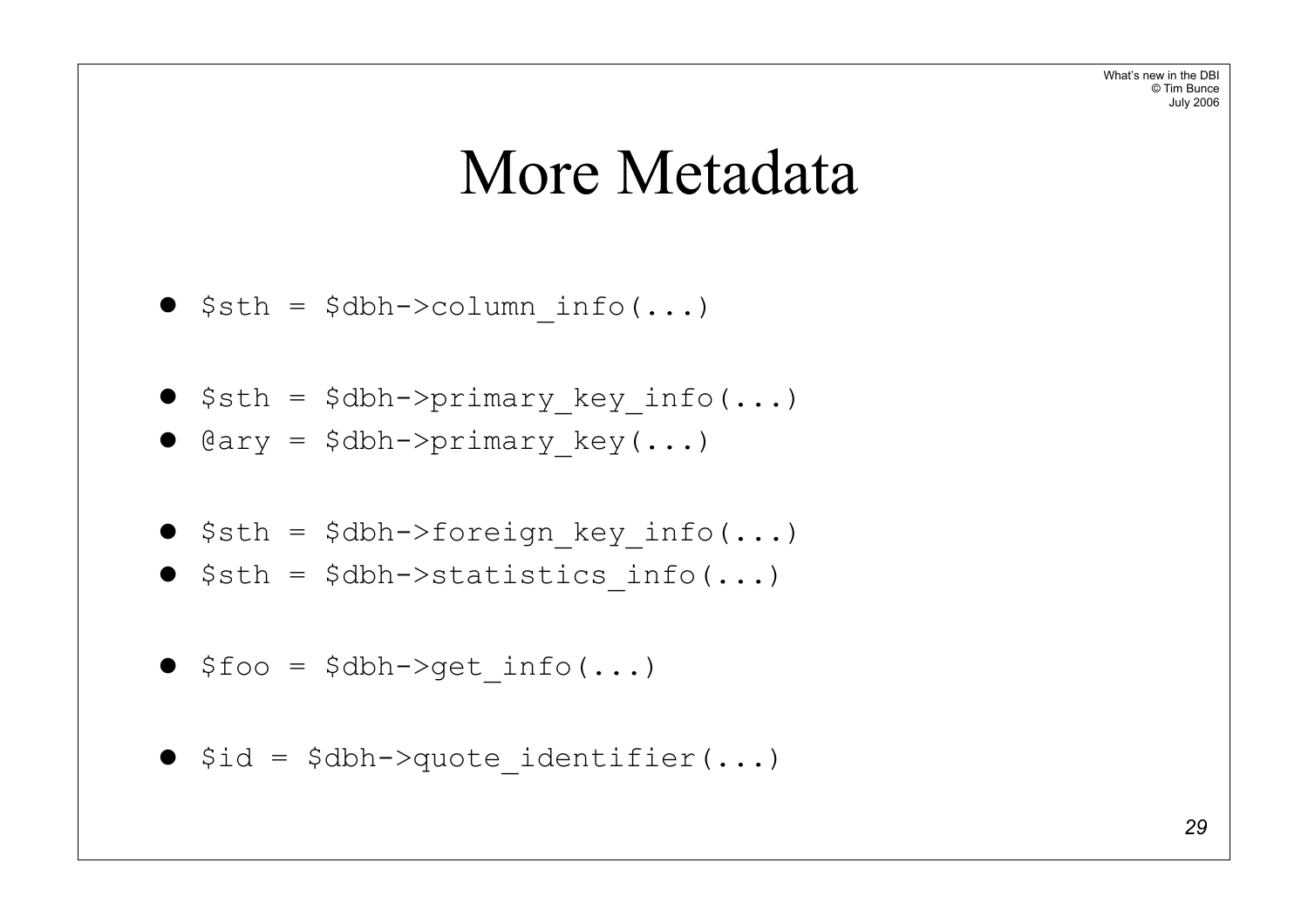# More Metadata

- `$sth = $dbh->column_info(...)`

- `$sth = $dbh->primary_key_info(...)`
- `@ary = $dbh->primary_key(...)`

- `$sth = $dbh->foreign_key_info(...)`
- `$sth = $dbh->statistics_info(...)`

- `$foo = $dbh->get_info(...)`

- `$id = $dbh->quote_identifier(...)`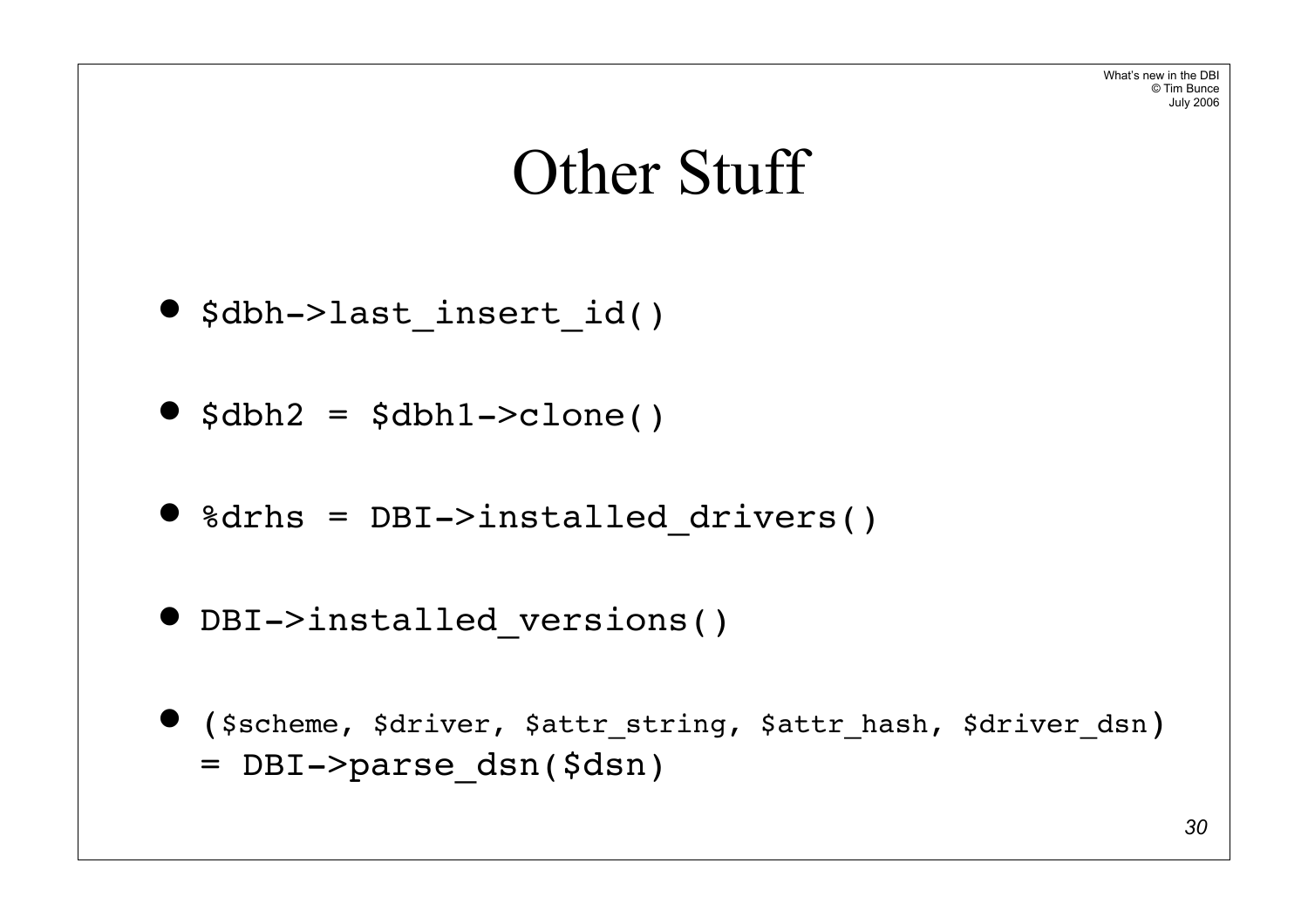# Other Stuff

- `$dbh->last_insert_id()`
- `$dbh2 = $dbh1->clone()`
- `%drhs = DBI->installed_drivers()`
- `DBI->installed_versions()`
- `($scheme, $driver, $attr_string, $attr_hash, $driver_dsn) = DBI->parse_dsn($dsn)`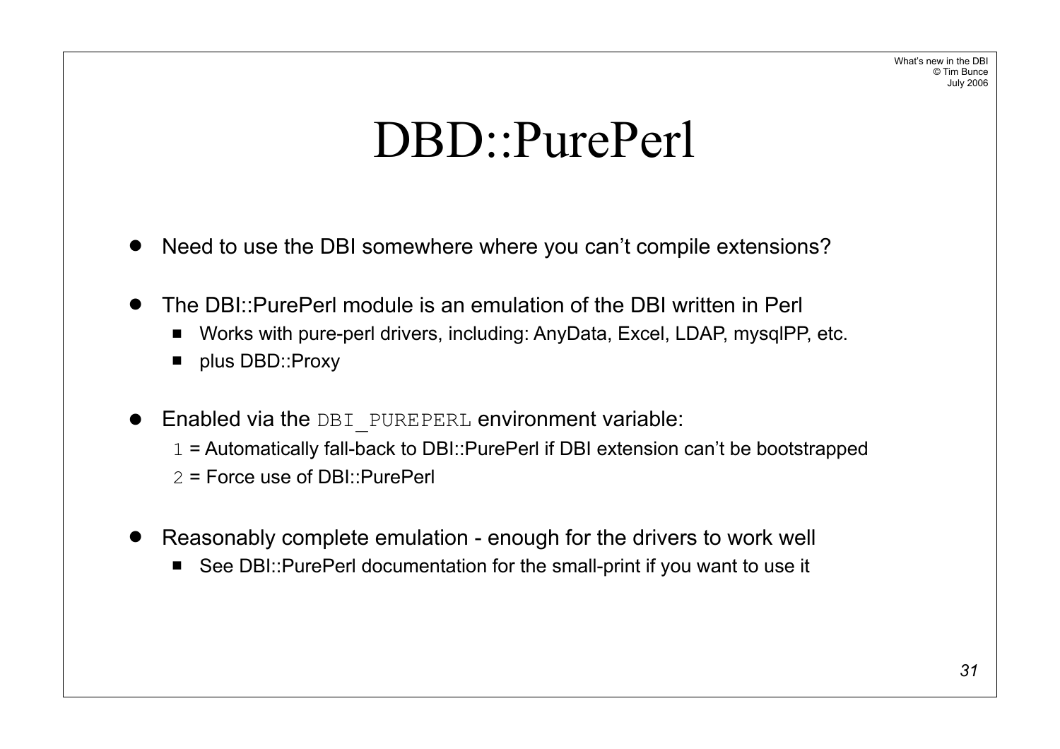# DBD::PurePerl

- Need to use the DBI somewhere where you can't compile extensions?
- The DBI::PurePerl module is an emulation of the DBI written in Perl
  - Works with pure-perl drivers, including: AnyData, Excel, LDAP, mysqlPP, etc.
  - plus DBD::Proxy
- Enabled via the `DBI_PUREPERL` environment variable:
  - `1` = Automatically fall-back to DBI::PurePerl if DBI extension can't be bootstrapped
  - `2` = Force use of DBI::PurePerl
- Reasonably complete emulation - enough for the drivers to work well
  - See DBI::PurePerl documentation for the small-print if you want to use it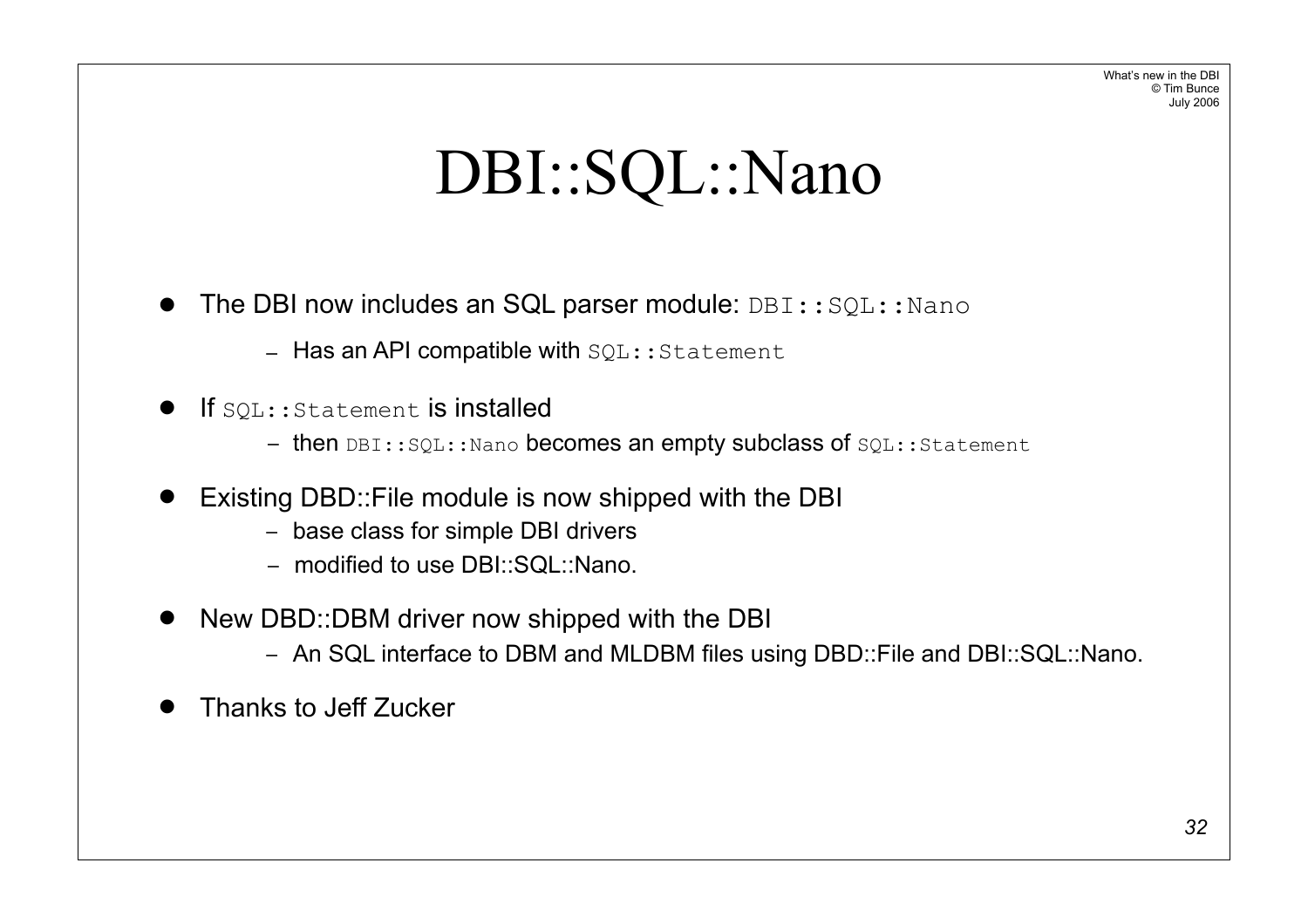# DBI::SQL::Nano

- The DBI now includes an SQL parser module: `DBI::SQL::Nano`
  - Has an API compatible with `SQL::Statement`
- If `SQL::Statement` is installed
  - then `DBI::SQL::Nano` becomes an empty subclass of `SQL::Statement`
- Existing DBD::File module is now shipped with the DBI
  - base class for simple DBI drivers
  - modified to use DBI::SQL::Nano.
- New DBD::DBM driver now shipped with the DBI
  - An SQL interface to DBM and MLDBM files using DBD::File and DBI::SQL::Nano.
- Thanks to Jeff Zucker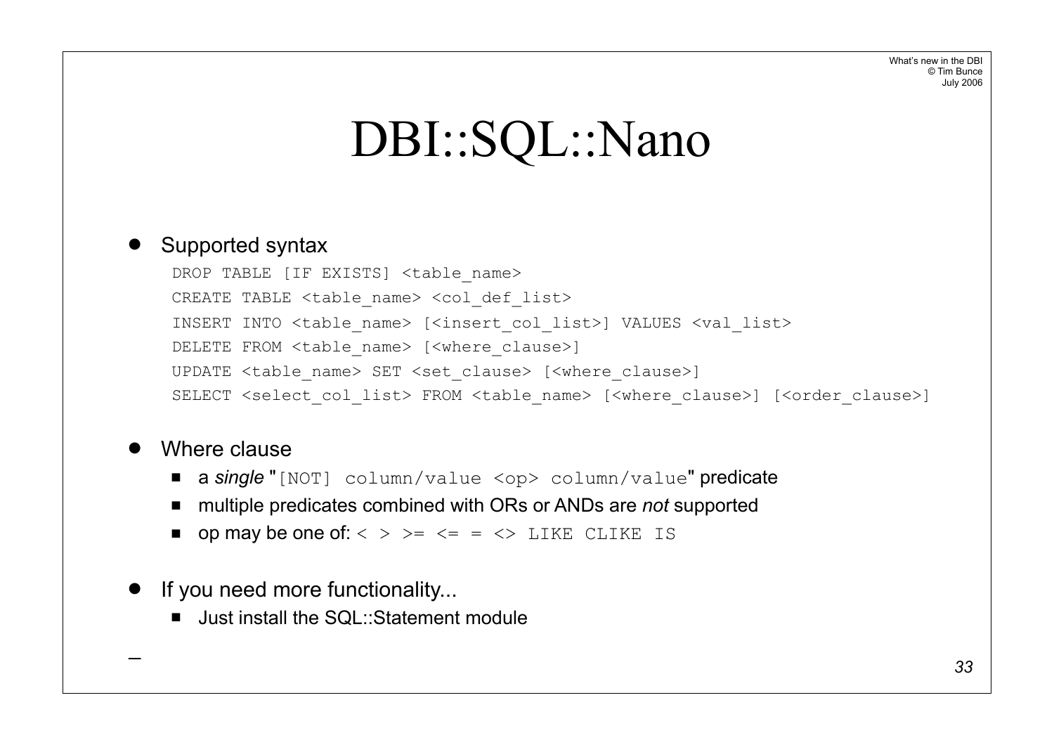# DBI::SQL::Nano

- Supported syntax

```
DROP TABLE [IF EXISTS] <table_name>
CREATE TABLE <table_name> <col_def_list>
INSERT INTO <table_name> [<insert_col_list>] VALUES <val_list>
DELETE FROM <table_name> [<where_clause>]
UPDATE <table_name> SET <set_clause> [<where_clause>]
SELECT <select_col_list> FROM <table_name> [<where_clause>] [<order_clause>]
```

- Where clause
  - a *single* "`[NOT] column/value <op> column/value`" predicate
  - multiple predicates combined with ORs or ANDs are *not* supported
  - op may be one of: `< > >= <= = <> LIKE CLIKE IS`

- If you need more functionality...
  - Just install the SQL::Statement module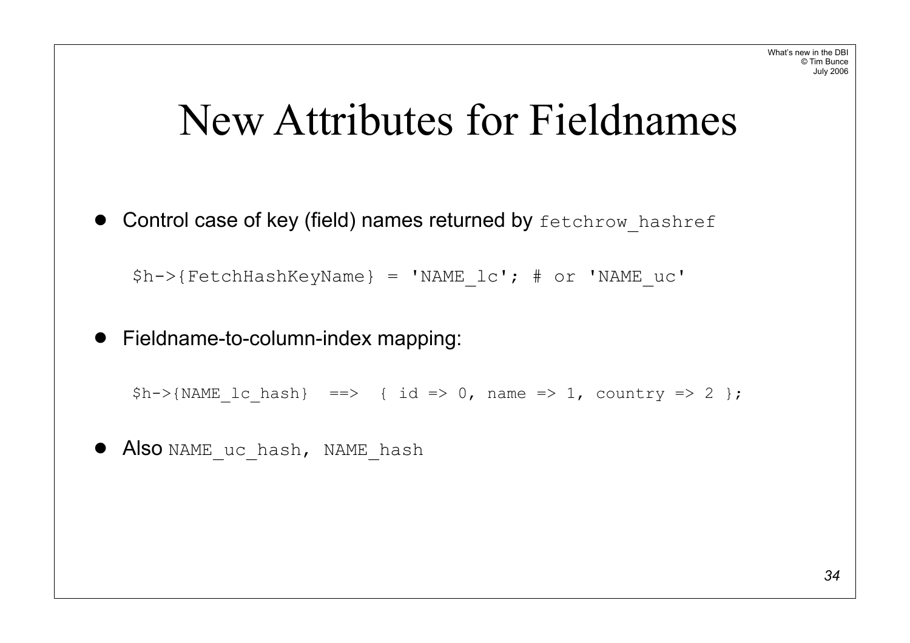# New Attributes for Fieldnames

- Control case of key (field) names returned by `fetchrow_hashref`

```
$h->{FetchHashKeyName} = 'NAME_lc'; # or 'NAME_uc'
```

- Fieldname-to-column-index mapping:

```
$h->{NAME_lc_hash}  ==>  { id => 0, name => 1, country => 2 };
```

- Also `NAME_uc_hash, NAME_hash`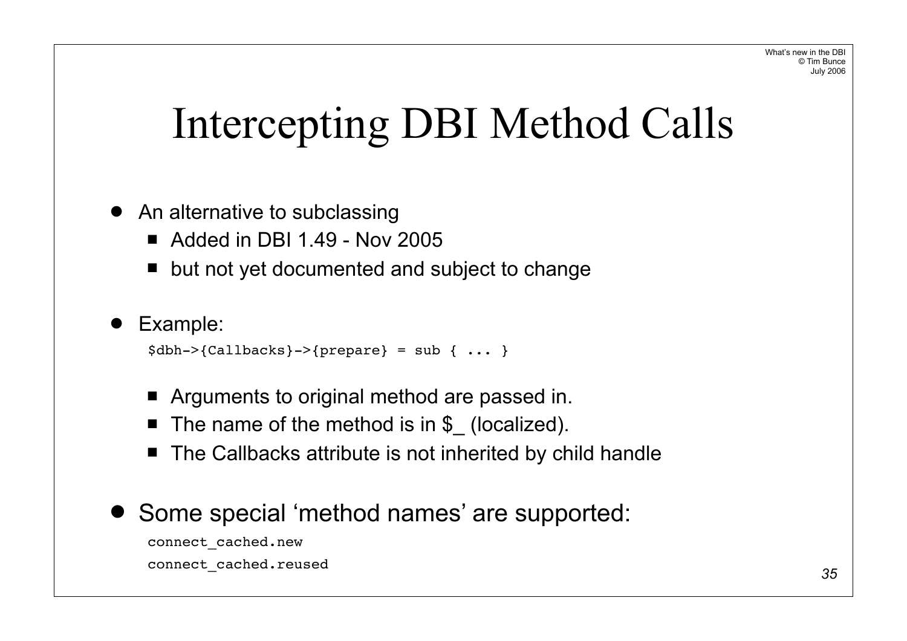# Intercepting DBI Method Calls

- An alternative to subclassing
  - Added in DBI 1.49 - Nov 2005
  - but not yet documented and subject to change
- Example:

```
$dbh->{Callbacks}->{prepare} = sub { ... }
```

  - Arguments to original method are passed in.
  - The name of the method is in $_ (localized).
  - The Callbacks attribute is not inherited by child handle
- Some special 'method names' are supported:

```
connect_cached.new
connect_cached.reused
```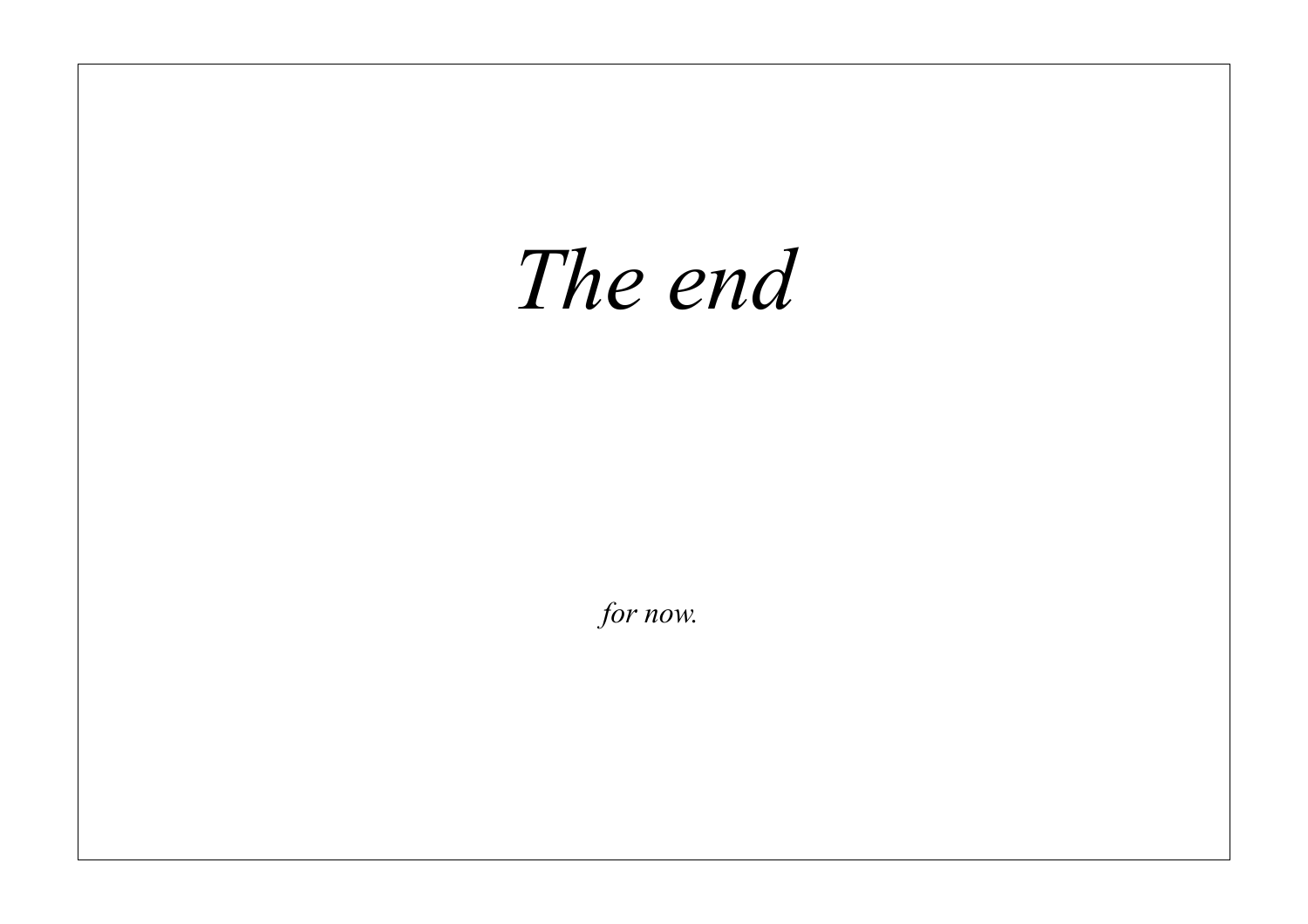# *The end*

*for now.*